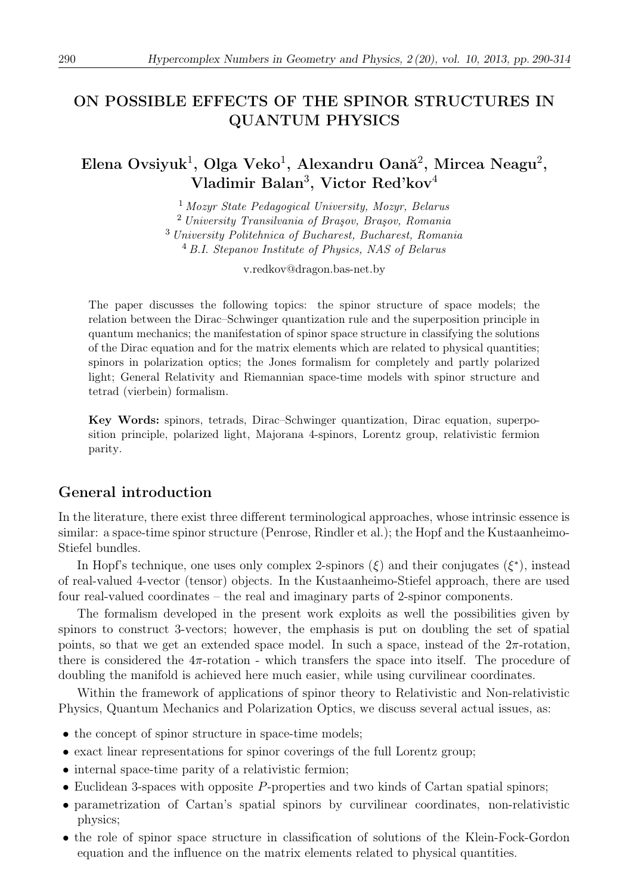# ON POSSIBLE EFFECTS OF THE SPINOR STRUCTURES IN QUANTUM PHYSICS

**Elena Ovsiyuk[1], Olga Veko[1], Alexandru Oană[2], Mircea Neagu[2], Vladimir Balan[3], Victor Red'kov[4]**

[1] *Mozyr State Pedagogical University, Mozyr, Belarus*
[2] *University Transilvania of Braşov, Braşov, Romania*
[3] *University Politehnica of Bucharest, Bucharest, Romania*
[4] *B.I. Stepanov Institute of Physics, NAS of Belarus*

v.redkov@dragon.bas-net.by

The paper discusses the following topics: the spinor structure of space models; the relation between the Dirac–Schwinger quantization rule and the superposition principle in quantum mechanics; the manifestation of spinor space structure in classifying the solutions of the Dirac equation and for the matrix elements which are related to physical quantities; spinors in polarization optics; the Jones formalism for completely and partly polarized light; General Relativity and Riemannian space-time models with spinor structure and tetrad (vierbein) formalism.

**Key Words:** spinors, tetrads, Dirac–Schwinger quantization, Dirac equation, superposition principle, polarized light, Majorana 4-spinors, Lorentz group, relativistic fermion parity.

## General introduction

In the literature, there exist three different terminological approaches, whose intrinsic essence is similar: a space-time spinor structure (Penrose, Rindler et al.); the Hopf and the Kustaanheimo-Stiefel bundles.

In Hopf's technique, one uses only complex 2-spinors ($\xi$) and their conjugates ($\xi^*$), instead of real-valued 4-vector (tensor) objects. In the Kustaanheimo-Stiefel approach, there are used four real-valued coordinates – the real and imaginary parts of 2-spinor components.

The formalism developed in the present work exploits as well the possibilities given by spinors to construct 3-vectors; however, the emphasis is put on doubling the set of spatial points, so that we get an extended space model. In such a space, instead of the $2\pi$-rotation, there is considered the $4\pi$-rotation - which transfers the space into itself. The procedure of doubling the manifold is achieved here much easier, while using curvilinear coordinates.

Within the framework of applications of spinor theory to Relativistic and Non-relativistic Physics, Quantum Mechanics and Polarization Optics, we discuss several actual issues, as:

- the concept of spinor structure in space-time models;
- exact linear representations for spinor coverings of the full Lorentz group;
- internal space-time parity of a relativistic fermion;
- Euclidean 3-spaces with opposite $P$-properties and two kinds of Cartan spatial spinors;
- parametrization of Cartan's spatial spinors by curvilinear coordinates, non-relativistic physics;
- the role of spinor space structure in classification of solutions of the Klein-Fock-Gordon equation and the influence on the matrix elements related to physical quantities.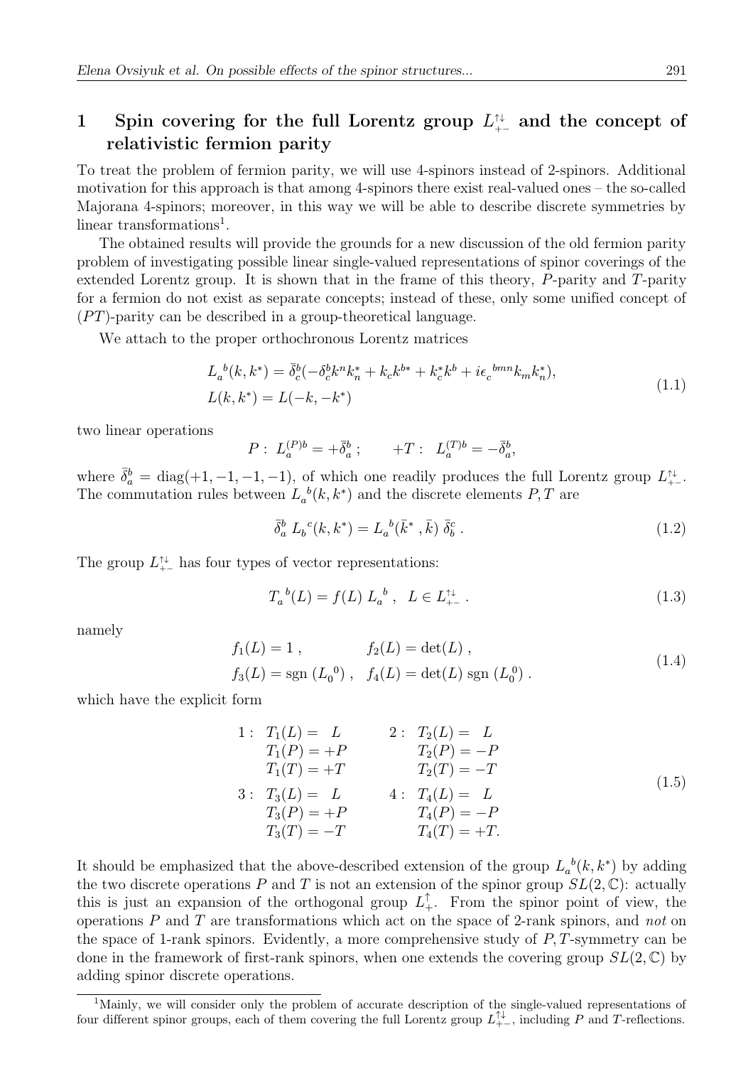## 1 Spin covering for the full Lorentz group $L^{\uparrow\downarrow}_{+-}$ and the concept of relativistic fermion parity

To treat the problem of fermion parity, we will use 4-spinors instead of 2-spinors. Additional motivation for this approach is that among 4-spinors there exist real-valued ones – the so-called Majorana 4-spinors; moreover, in this way we will be able to describe discrete symmetries by linear transformations[1].

The obtained results will provide the grounds for a new discussion of the old fermion parity problem of investigating possible linear single-valued representations of spinor coverings of the extended Lorentz group. It is shown that in the frame of this theory, $P$-parity and $T$-parity for a fermion do not exist as separate concepts; instead of these, only some unified concept of $(PT)$-parity can be described in a group-theoretical language.

We attach to the proper orthochronous Lorentz matrices

$$
\begin{aligned}
&L_a{}^b(k,k^*) = \bar{\delta}^b_c(-\delta^b_c k^n k^*_n + k_c k^{b*} + k^*_c k^b + i\epsilon_c{}^{bmn} k_m k^*_n), \\
&L(k,k^*) = L(-k,-k^*)
\end{aligned}
\tag{1.1}
$$

two linear operations

$$
P: \; L_a^{(P)b} = +\bar{\delta}^b_a\,; \qquad +T: \; L_a^{(T)b} = -\bar{\delta}^b_a,
$$

where $\bar{\delta}^b_a = \text{diag}(+1,-1,-1,-1)$, of which one readily produces the full Lorentz group $L^{\uparrow\downarrow}_{+-}$. The commutation rules between $L_a{}^b(k,k^*)$ and the discrete elements $P,T$ are

$$
\bar{\delta}^b_a \, L_b{}^c(k,k^*) = L_a{}^b(\bar{k}^*\,,\bar{k}) \; \bar{\delta}^c_b\,. \tag{1.2}
$$

The group $L^{\uparrow\downarrow}_{+-}$ has four types of vector representations:

$$
T_a{}^b(L) = f(L)\; L_a{}^b\,, \;\; L \in L^{\uparrow\downarrow}_{+-}\,. \tag{1.3}
$$

namely

$$
\begin{aligned}
&f_1(L) = 1\,, &&f_2(L) = \det(L)\,, \\
&f_3(L) = \text{sgn}\,(L_0{}^0)\,, &&f_4(L) = \det(L)\;\text{sgn}\,(L_0^0)\,.
\end{aligned}
\tag{1.4}
$$

which have the explicit form

$$
\begin{array}{llll}
1: & T_1(L) = \;\;L & 2: & T_2(L) = \;\;L \\
 & T_1(P) = +P & & T_2(P) = -P \\
 & T_1(T) = +T & & T_2(T) = -T \\
3: & T_3(L) = \;\;L & 4: & T_4(L) = \;\;L \\
 & T_3(P) = +P & & T_4(P) = -P \\
 & T_3(T) = -T & & T_4(T) = +T.
\end{array}
\tag{1.5}
$$

It should be emphasized that the above-described extension of the group $L_a{}^b(k,k^*)$ by adding the two discrete operations $P$ and $T$ is not an extension of the spinor group $SL(2,\mathbb{C})$: actually this is just an expansion of the orthogonal group $L^{\uparrow}_{+}$. From the spinor point of view, the operations $P$ and $T$ are transformations which act on the space of 2-rank spinors, and *not* on the space of 1-rank spinors. Evidently, a more comprehensive study of $P,T$-symmetry can be done in the framework of first-rank spinors, when one extends the covering group $SL(2,\mathbb{C})$ by adding spinor discrete operations.

---

[1] Mainly, we will consider only the problem of accurate description of the single-valued representations of four different spinor groups, each of them covering the full Lorentz group $L^{\uparrow\downarrow}_{+-}$, including $P$ and $T$-reflections.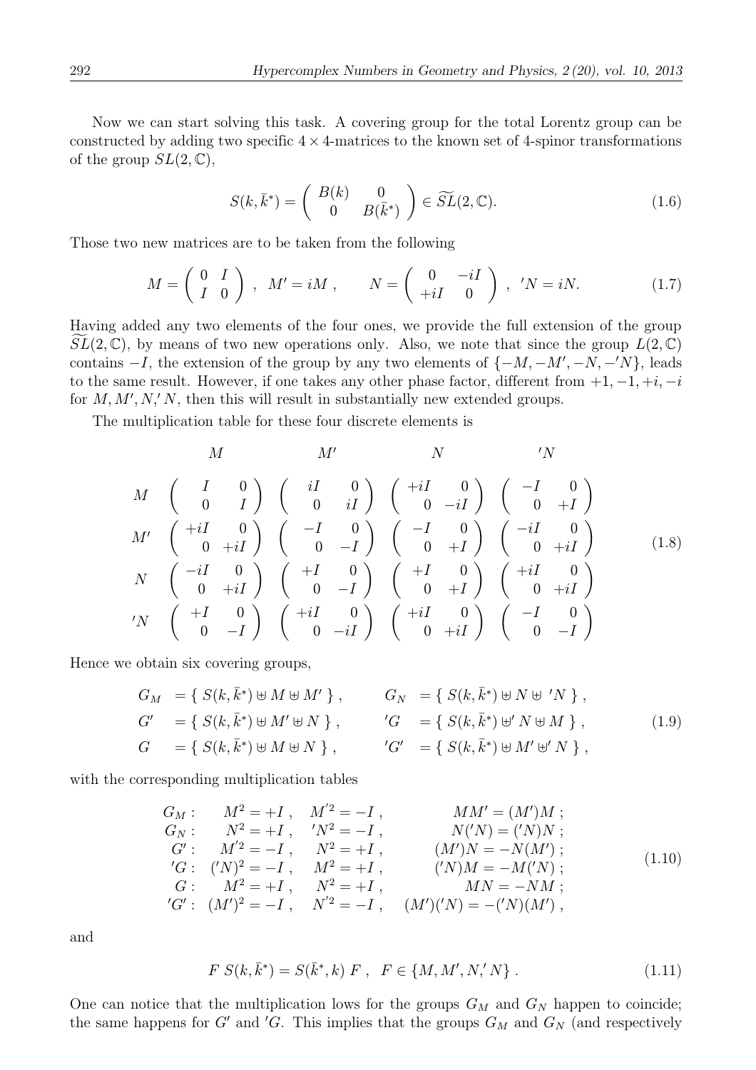Now we can start solving this task. A covering group for the total Lorentz group can be constructed by adding two specific $4 \times 4$-matrices to the known set of 4-spinor transformations of the group $SL(2, \mathbb{C})$,

$$
S(k, \bar{k}^*) = \left( \begin{array}{cc} B(k) & 0 \\ 0 & B(\bar{k}^*) \end{array} \right) \in \widetilde{SL}(2, \mathbb{C}). \tag{1.6}
$$

Those two new matrices are to be taken from the following

$$
M = \left( \begin{array}{cc} 0 & I \\ I & 0 \end{array} \right) , \quad M' = iM , \qquad N = \left( \begin{array}{cc} 0 & -iI \\ +iI & 0 \end{array} \right) , \quad 'N = iN. \tag{1.7}
$$

Having added any two elements of the four ones, we provide the full extension of the group $\widetilde{SL}(2, \mathbb{C})$, by means of two new operations only. Also, we note that since the group $L(2, \mathbb{C})$ contains $-I$, the extension of the group by any two elements of $\{-M, -M', -N, -'N\}$, leads to the same result. However, if one takes any other phase factor, different from $+1, -1, +i, -i$ for $M, M', N, 'N$, then this will result in substantially new extended groups.

The multiplication table for these four discrete elements is

$$
\begin{array}{ccccc}
 & M & M' & N & 'N \\
M & \left( \begin{array}{cc} I & 0 \\ 0 & I \end{array} \right) & \left( \begin{array}{cc} iI & 0 \\ 0 & iI \end{array} \right) & \left( \begin{array}{cc} +iI & 0 \\ 0 & -iI \end{array} \right) & \left( \begin{array}{cc} -I & 0 \\ 0 & +I \end{array} \right) \\
M' & \left( \begin{array}{cc} +iI & 0 \\ 0 & +iI \end{array} \right) & \left( \begin{array}{cc} -I & 0 \\ 0 & -I \end{array} \right) & \left( \begin{array}{cc} -I & 0 \\ 0 & +I \end{array} \right) & \left( \begin{array}{cc} -iI & 0 \\ 0 & +iI \end{array} \right) \\
N & \left( \begin{array}{cc} -iI & 0 \\ 0 & +iI \end{array} \right) & \left( \begin{array}{cc} +I & 0 \\ 0 & -I \end{array} \right) & \left( \begin{array}{cc} +I & 0 \\ 0 & +I \end{array} \right) & \left( \begin{array}{cc} +iI & 0 \\ 0 & +iI \end{array} \right) \\
'N & \left( \begin{array}{cc} +I & 0 \\ 0 & -I \end{array} \right) & \left( \begin{array}{cc} +iI & 0 \\ 0 & -iI \end{array} \right) & \left( \begin{array}{cc} +iI & 0 \\ 0 & +iI \end{array} \right) & \left( \begin{array}{cc} -I & 0 \\ 0 & -I \end{array} \right)
\end{array} \tag{1.8}
$$

Hence we obtain six covering groups,

$$
\begin{array}{llll}
G_M & = \{ \, S(k, \bar{k}^*) \uplus M \uplus M' \, \} , \qquad & G_N & = \{ \, S(k, \bar{k}^*) \uplus N \uplus \, 'N \, \} , \\
G' & = \{ \, S(k, \bar{k}^*) \uplus M' \uplus N \, \} , & 'G & = \{ \, S(k, \bar{k}^*) \uplus' N \uplus M \, \} , \\
G & = \{ \, S(k, \bar{k}^*) \uplus M \uplus N \, \} , & 'G' & = \{ \, S(k, \bar{k}^*) \uplus M' \uplus' N \, \} ,
\end{array} \tag{1.9}
$$

with the corresponding multiplication tables

$$
\begin{array}{llll}
G_M : & M^2 = +I \, , & M'^2 = -I \, , & MM' = (M')M \, ; \\
G_N : & N^2 = +I \, , & 'N^2 = -I \, , & N('N) = ('N)N \, ; \\
G' : & M'^2 = -I \, , & N^2 = +I \, , & (M')N = -N(M') \, ; \\
'G : & ('N)^2 = -I \, , & M^2 = +I \, , & ('N)M = -M('N) \, ; \\
G : & M^2 = +I \, , & N^2 = +I \, , & MN = -NM \, ; \\
'G' : & (M')^2 = -I \, , & N'^2 = -I \, , & (M')('N) = -('N)(M') \, ,
\end{array} \tag{1.10}
$$

and

$$
F \; S(k, \bar{k}^*) = S(\bar{k}^*, k) \; F \, , \quad F \in \{M, M', N,' N\} \, . \tag{1.11}
$$

One can notice that the multiplication lows for the groups $G_M$ and $G_N$ happen to coincide; the same happens for $G'$ and $'G$. This implies that the groups $G_M$ and $G_N$ (and respectively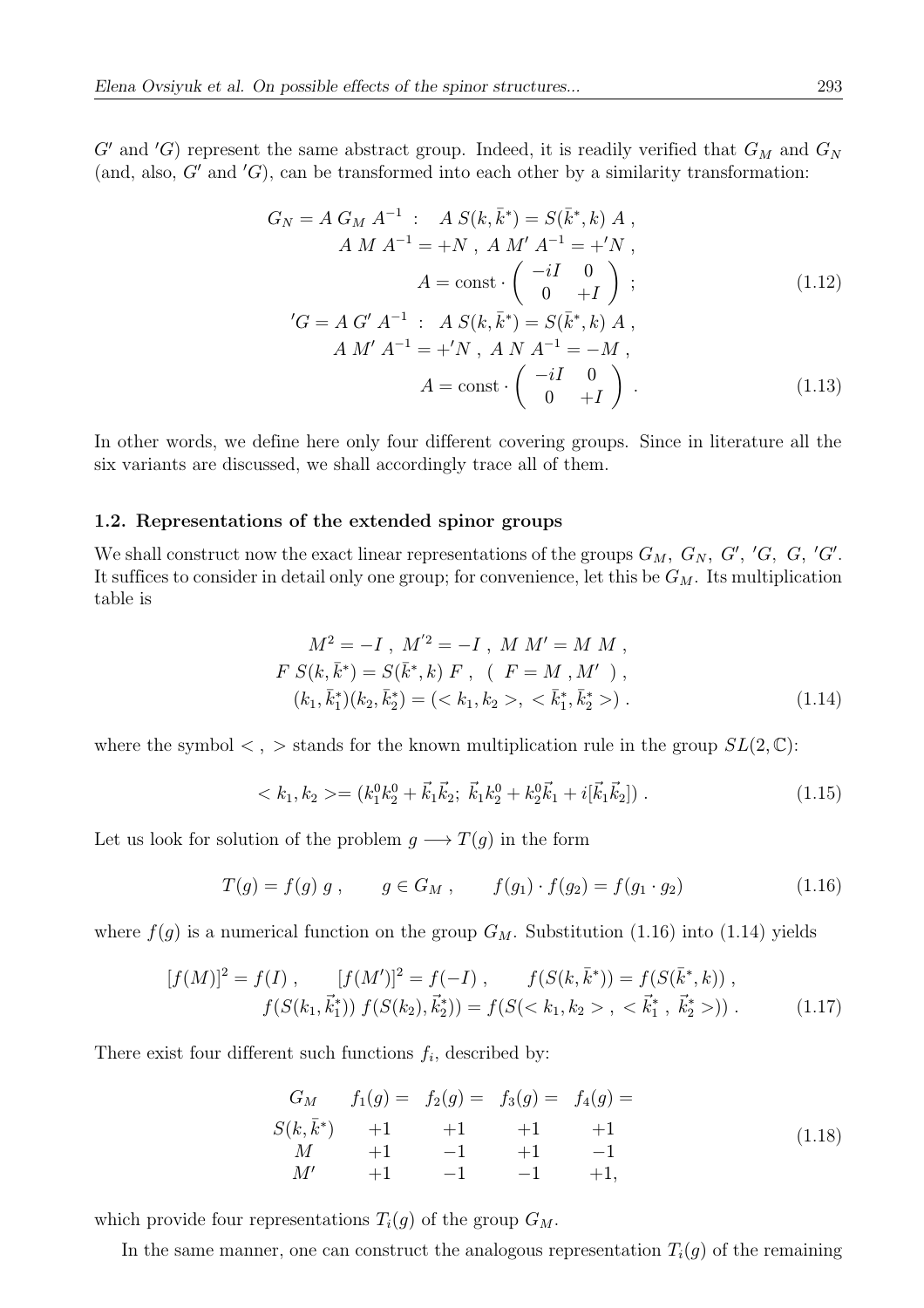$G'$ and $'G$) represent the same abstract group. Indeed, it is readily verified that $G_M$ and $G_N$ (and, also, $G'$ and $'G$), can be transformed into each other by a similarity transformation:

$$
\begin{aligned}
G_N = A\, G_M\, A^{-1} \ :& \quad A\, S(k,\bar{k}^*) = S(\bar{k}^*,k)\, A\ , \\
& A\, M\, A^{-1} = +N\ ,\ A\, M'\, A^{-1} = +'N\ , \\
& A = \text{const}\cdot \begin{pmatrix} -iI & 0 \\ 0 & +I \end{pmatrix}\ ;
\end{aligned} \tag{1.12}
$$

$$
\begin{aligned}
'G = A\, G'\, A^{-1} \ :& \quad A\, S(k,\bar{k}^*) = S(\bar{k}^*,k)\, A\ , \\
& A\, M'\, A^{-1} = +'N\ ,\ A\, N\, A^{-1} = -M\ , \\
& A = \text{const}\cdot \begin{pmatrix} -iI & 0 \\ 0 & +I \end{pmatrix}\ .
\end{aligned} \tag{1.13}
$$

In other words, we define here only four different covering groups. Since in literature all the six variants are discussed, we shall accordingly trace all of them.

### 1.2. Representations of the extended spinor groups

We shall construct now the exact linear representations of the groups $G_M,\ G_N,\ G',\ 'G,\ G,\ 'G'$. It suffices to consider in detail only one group; for convenience, let this be $G_M$. Its multiplication table is

$$
\begin{aligned}
& M^2 = -I\ ,\ M'^2 = -I\ ,\ M\, M' = M\, M\ , \\
& F\, S(k,\bar{k}^*) = S(\bar{k}^*,k)\, F\ ,\ \ (\ F = M\ , M'\ )\ , \\
& (k_1,\bar{k}_1^*)(k_2,\bar{k}_2^*) = (< k_1, k_2 >,\ < \bar{k}_1^*, \bar{k}_2^* >)\ .
\end{aligned} \tag{1.14}
$$

where the symbol $<\ ,\ >$ stands for the known multiplication rule in the group $SL(2,\mathbb{C})$:

$$
< k_1, k_2 > = (k_1^0 k_2^0 + \vec{k}_1\vec{k}_2;\ \vec{k}_1 k_2^0 + k_2^0\vec{k}_1 + i[\vec{k}_1\vec{k}_2])\ . \tag{1.15}
$$

Let us look for solution of the problem $g \longrightarrow T(g)$ in the form

$$
T(g) = f(g)\ g\ , \qquad g \in G_M\ , \qquad f(g_1)\cdot f(g_2) = f(g_1\cdot g_2) \tag{1.16}
$$

where $f(g)$ is a numerical function on the group $G_M$. Substitution (1.16) into (1.14) yields

$$
\begin{aligned}
& [f(M)]^2 = f(I)\ , \qquad [f(M')]^2 = f(-I)\ , \qquad f(S(k,\bar{k}^*)) = f(S(\bar{k}^*,k))\ , \\
& f(S(k_1,\vec{k}_1^*))\ f(S(k_2),\vec{k}_2^*)) = f(S(< k_1, k_2 >\ ,\ < \vec{k}_1^*\ ,\ \vec{k}_2^* >))\ .
\end{aligned} \tag{1.17}
$$

There exist four different such functions $f_i$, described by:

$$
\begin{array}{ccccc}
G_M & f_1(g) = & f_2(g) = & f_3(g) = & f_4(g) = \\
S(k,\bar{k}^*) & +1 & +1 & +1 & +1 \\
M & +1 & -1 & +1 & -1 \\
M' & +1 & -1 & -1 & +1,
\end{array} \tag{1.18}
$$

which provide four representations $T_i(g)$ of the group $G_M$.

In the same manner, one can construct the analogous representation $T_i(g)$ of the remaining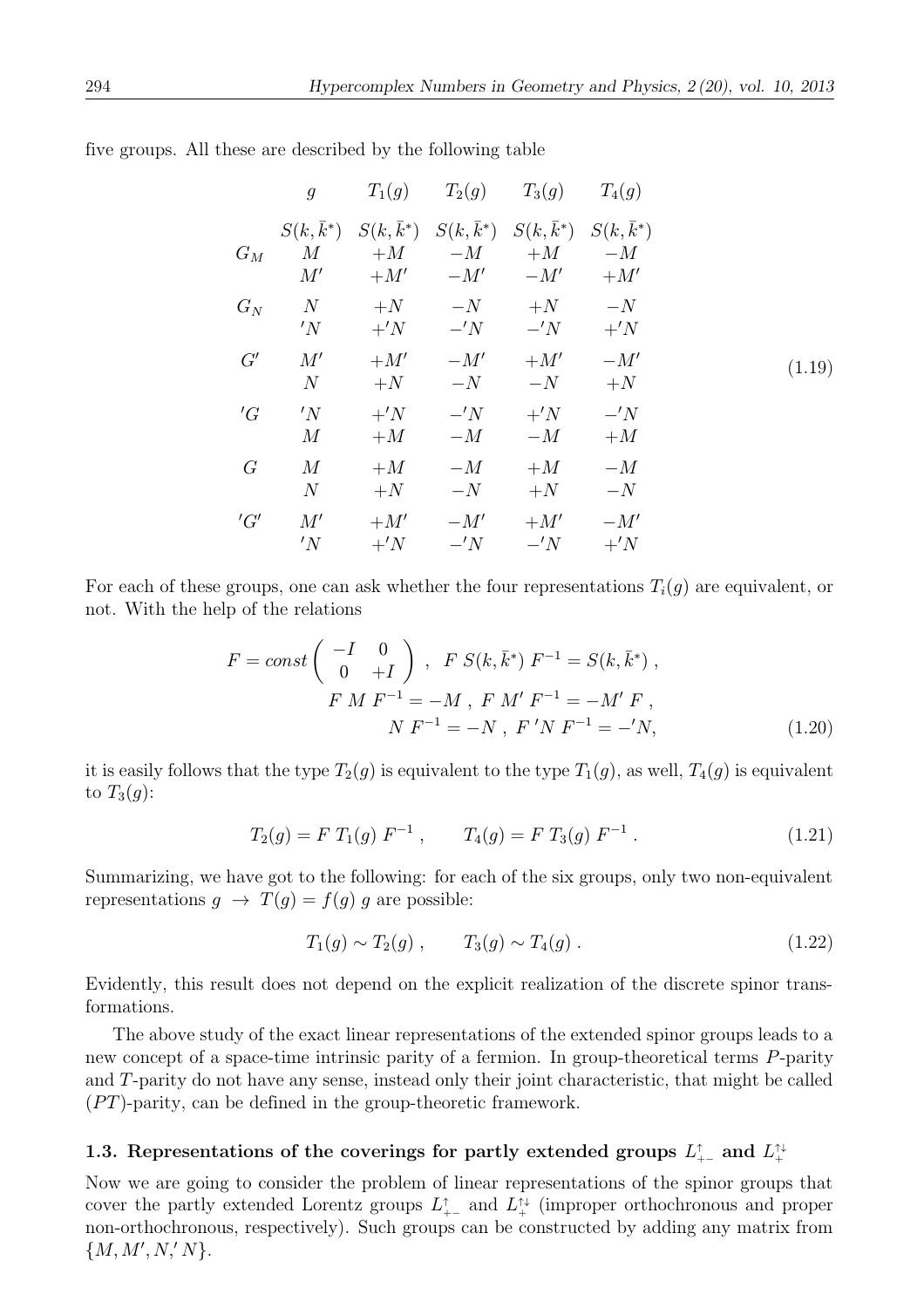five groups. All these are described by the following table

$$
\begin{array}{cccccc}
 & g & T_1(g) & T_2(g) & T_3(g) & T_4(g) \\
 & S(k,\bar{k}^*) & S(k,\bar{k}^*) & S(k,\bar{k}^*) & S(k,\bar{k}^*) & S(k,\bar{k}^*) \\
G_M & M & +M & -M & +M & -M \\
 & M' & +M' & -M' & -M' & +M' \\
G_N & N & +N & -N & +N & -N \\
 & {}'N & +{}'N & -{}'N & -{}'N & +{}'N \\
G' & M' & +M' & -M' & +M' & -M' \\
 & N & +N & -N & -N & +N \\
{}'G & {}'N & +{}'N & -{}'N & +{}'N & -{}'N \\
 & M & +M & -M & -M & +M \\
G & M & +M & -M & +M & -M \\
 & N & +N & -N & +N & -N \\
{}'G' & M' & +M' & -M' & +M' & -M' \\
 & {}'N & +{}'N & -{}'N & -{}'N & +{}'N
\end{array}
\qquad (1.19)
$$

For each of these groups, one can ask whether the four representations $T_i(g)$ are equivalent, or not. With the help of the relations

$$
F = const \begin{pmatrix} -I & 0 \\ 0 & +I \end{pmatrix} , \quad F \; S(k,\bar{k}^*) \; F^{-1} = S(k,\bar{k}^*) \; ,
$$
$$
F \; M \; F^{-1} = -M \; , \; F \; M' \; F^{-1} = -M' \; F \; ,
$$
$$
N \; F^{-1} = -N \; , \; F \; {}'N \; F^{-1} = -{}'N, \qquad (1.20)
$$

it is easily follows that the type $T_2(g)$ is equivalent to the type $T_1(g)$, as well, $T_4(g)$ is equivalent to $T_3(g)$:

$$
T_2(g) = F \; T_1(g) \; F^{-1} \; , \qquad T_4(g) = F \; T_3(g) \; F^{-1} \; . \qquad (1.21)
$$

Summarizing, we have got to the following: for each of the six groups, only two non-equivalent representations $g \rightarrow T(g) = f(g) \; g$ are possible:

$$
T_1(g) \sim T_2(g) \; , \qquad T_3(g) \sim T_4(g) \; . \qquad (1.22)
$$

Evidently, this result does not depend on the explicit realization of the discrete spinor transformations.

The above study of the exact linear representations of the extended spinor groups leads to a new concept of a space-time intrinsic parity of a fermion. In group-theoretical terms $P$-parity and $T$-parity do not have any sense, instead only their joint characteristic, that might be called $(PT)$-parity, can be defined in the group-theoretic framework.

### 1.3. Representations of the coverings for partly extended groups $L^{\uparrow}_{+-}$ and $L^{\uparrow\downarrow}_{+}$

Now we are going to consider the problem of linear representations of the spinor groups that cover the partly extended Lorentz groups $L^{\uparrow}_{+-}$ and $L^{\uparrow\downarrow}_{+}$ (improper orthochronous and proper non-orthochronous, respectively). Such groups can be constructed by adding any matrix from $\{M, M', N, {}'N\}$.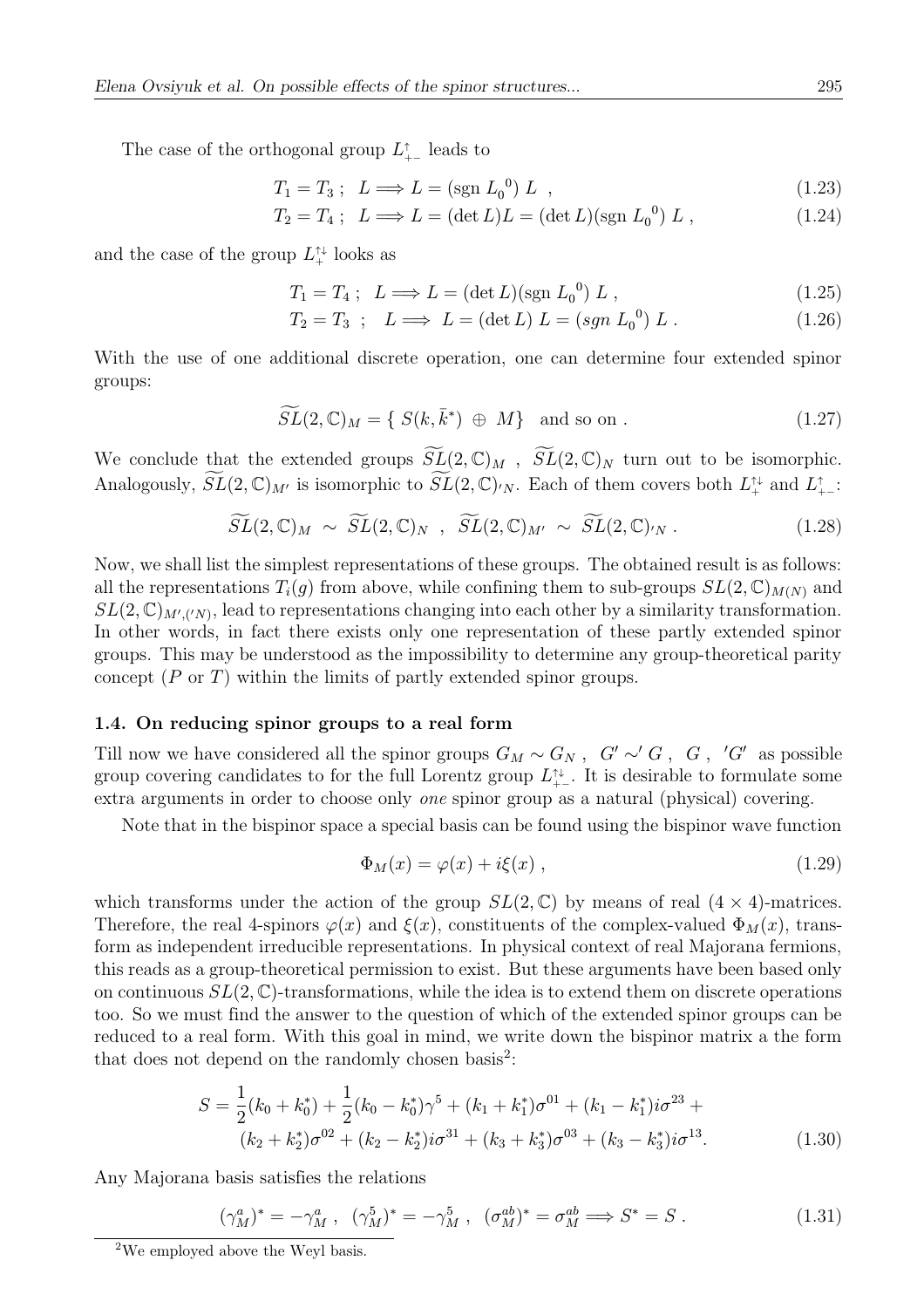The case of the orthogonal group $L^{\uparrow}_{+-}$ leads to

$$T_1 = T_3 \; ; \;\; L \Longrightarrow L = (\text{sgn}\; {L_0}^0)\; L \;\; , \tag{1.23}$$

$$T_2 = T_4 \; ; \;\; L \Longrightarrow L = (\det L) L = (\det L)(\text{sgn}\; {L_0}^0)\; L \; , \tag{1.24}$$

and the case of the group $L^{\uparrow\downarrow}_{+}$ looks as

$$T_1 = T_4 \; ; \;\; L \Longrightarrow L = (\det L)(\text{sgn}\; {L_0}^0)\; L \; , \tag{1.25}$$

$$T_2 = T_3 \;\; ; \;\;\; L \Longrightarrow \; L = (\det L)\; L = (sgn\; {L_0}^0)\; L \; . \tag{1.26}$$

With the use of one additional discrete operation, one can determine four extended spinor groups:

$$\widetilde{SL}(2,\mathbb{C})_M = \{\; S(k, \bar{k}^*) \;\oplus\; M\} \quad \text{and so on} \; . \tag{1.27}$$

We conclude that the extended groups $\widetilde{SL}(2,\mathbb{C})_M$ , $\widetilde{SL}(2,\mathbb{C})_N$ turn out to be isomorphic. Analogously, $\widetilde{SL}(2,\mathbb{C})_{M'}$ is isomorphic to $\widetilde{SL}(2,\mathbb{C})_{'N}$. Each of them covers both $L^{\uparrow\downarrow}_{+}$ and $L^{\uparrow}_{+-}$:

$$\widetilde{SL}(2,\mathbb{C})_M \;\sim\; \widetilde{SL}(2,\mathbb{C})_N \;\; , \;\; \widetilde{SL}(2,\mathbb{C})_{M'} \;\sim\; \widetilde{SL}(2,\mathbb{C})_{'N} \; . \tag{1.28}$$

Now, we shall list the simplest representations of these groups. The obtained result is as follows: all the representations $T_i(g)$ from above, while confining them to sub-groups $SL(2,\mathbb{C})_{M(N)}$ and $SL(2,\mathbb{C})_{M',('N)}$, lead to representations changing into each other by a similarity transformation. In other words, in fact there exists only one representation of these partly extended spinor groups. This may be understood as the impossibility to determine any group-theoretical parity concept ($P$ or $T$) within the limits of partly extended spinor groups.

### 1.4. On reducing spinor groups to a real form

Till now we have considered all the spinor groups $G_M \sim G_N$ , $G' \sim' G$ , $G$ , $'G'$ as possible group covering candidates to for the full Lorentz group $L^{\uparrow\downarrow}_{+-}$. It is desirable to formulate some extra arguments in order to choose only *one* spinor group as a natural (physical) covering.

Note that in the bispinor space a special basis can be found using the bispinor wave function

$$\Phi_M(x) = \varphi(x) + i\xi(x) \; , \tag{1.29}$$

which transforms under the action of the group $SL(2,\mathbb{C})$ by means of real $(4\times 4)$-matrices. Therefore, the real 4-spinors $\varphi(x)$ and $\xi(x)$, constituents of the complex-valued $\Phi_M(x)$, transform as independent irreducible representations. In physical context of real Majorana fermions, this reads as a group-theoretical permission to exist. But these arguments have been based only on continuous $SL(2,\mathbb{C})$-transformations, while the idea is to extend them on discrete operations too. So we must find the answer to the question of which of the extended spinor groups can be reduced to a real form. With this goal in mind, we write down the bispinor matrix a the form that does not depend on the randomly chosen basis[2]:

$$S = \frac{1}{2}(k_0 + k_0^*) + \frac{1}{2}(k_0 - k_0^*)\gamma^5 + (k_1 + k_1^*)\sigma^{01} + (k_1 - k_1^*)i\sigma^{23} +$$
$$(k_2 + k_2^*)\sigma^{02} + (k_2 - k_2^*)i\sigma^{31} + (k_3 + k_3^*)\sigma^{03} + (k_3 - k_3^*)i\sigma^{13}. \tag{1.30}$$

Any Majorana basis satisfies the relations

$$(\gamma^a_M)^* = -\gamma^a_M \; , \;\; (\gamma^5_M)^* = -\gamma^5_M \; , \;\; (\sigma^{ab}_M)^* = \sigma^{ab}_M \Longrightarrow S^* = S \; . \tag{1.31}$$

[2] We employed above the Weyl basis.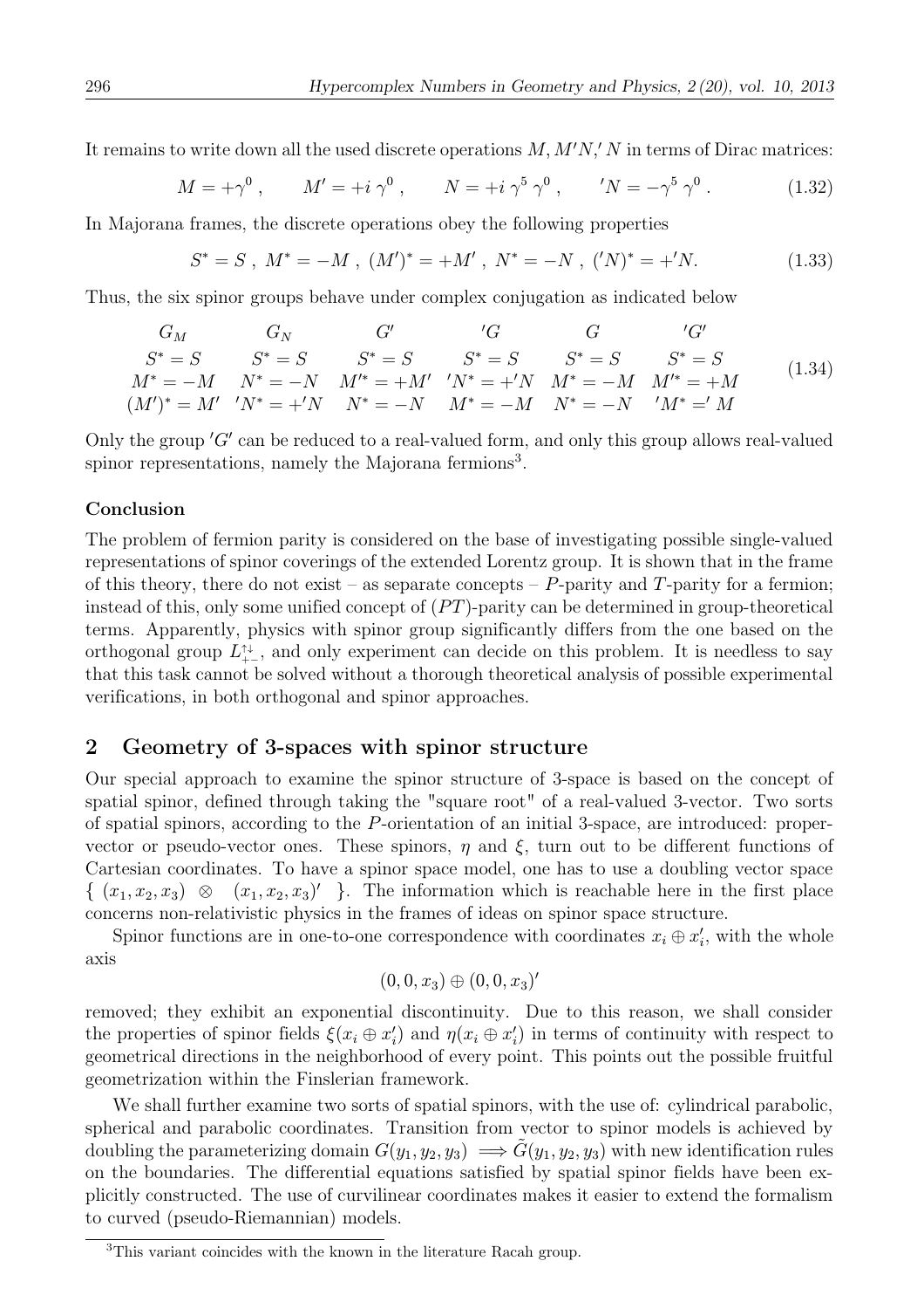It remains to write down all the used discrete operations $M, M'N, 'N$ in terms of Dirac matrices:

$$M = +\gamma^0 , \qquad M' = +i\,\gamma^0 , \qquad N = +i\,\gamma^5\,\gamma^0 , \qquad 'N = -\gamma^5\,\gamma^0 . \tag{1.32}$$

In Majorana frames, the discrete operations obey the following properties

$$S^* = S \ , \ M^* = -M \ , \ (M')^* = +M' \ , \ N^* = -N \ , \ ('N)^* = +'N. \tag{1.33}$$

Thus, the six spinor groups behave under complex conjugation as indicated below

$$\begin{array}{cccccc}
G_M & G_N & G' & 'G & G & 'G' \\
S^* = S & S^* = S & S^* = S & S^* = S & S^* = S & S^* = S \\
M^* = -M & N^* = -N & M'^* = +M' & 'N^* = +'N & M^* = -M & M'^* = +M \\
(M')^* = M' & 'N^* = +'N & N^* = -N & M^* = -M & N^* = -N & 'M^* = 'M
\end{array} \tag{1.34}$$

Only the group $'G'$ can be reduced to a real-valued form, and only this group allows real-valued spinor representations, namely the Majorana fermions[3].

**Conclusion**

The problem of fermion parity is considered on the base of investigating possible single-valued representations of spinor coverings of the extended Lorentz group. It is shown that in the frame of this theory, there do not exist – as separate concepts – $P$-parity and $T$-parity for a fermion; instead of this, only some unified concept of $(PT)$-parity can be determined in group-theoretical terms. Apparently, physics with spinor group significantly differs from the one based on the orthogonal group $L^{\uparrow\downarrow}_{+-}$, and only experiment can decide on this problem. It is needless to say that this task cannot be solved without a thorough theoretical analysis of possible experimental verifications, in both orthogonal and spinor approaches.

## 2 Geometry of 3-spaces with spinor structure

Our special approach to examine the spinor structure of 3-space is based on the concept of spatial spinor, defined through taking the "square root" of a real-valued 3-vector. Two sorts of spatial spinors, according to the $P$-orientation of an initial 3-space, are introduced: proper-vector or pseudo-vector ones. These spinors, $\eta$ and $\xi$, turn out to be different functions of Cartesian coordinates. To have a spinor space model, one has to use a doubling vector space $\{\ (x_1, x_2, x_3)\ \otimes\ (x_1, x_2, x_3)'\ \}$. The information which is reachable here in the first place concerns non-relativistic physics in the frames of ideas on spinor space structure.

Spinor functions are in one-to-one correspondence with coordinates $x_i \oplus x'_i$, with the whole axis

$$(0, 0, x_3) \oplus (0, 0, x_3)'$$

removed; they exhibit an exponential discontinuity. Due to this reason, we shall consider the properties of spinor fields $\xi(x_i \oplus x'_i)$ and $\eta(x_i \oplus x'_i)$ in terms of continuity with respect to geometrical directions in the neighborhood of every point. This points out the possible fruitful geometrization within the Finslerian framework.

We shall further examine two sorts of spatial spinors, with the use of: cylindrical parabolic, spherical and parabolic coordinates. Transition from vector to spinor models is achieved by doubling the parameterizing domain $G(y_1, y_2, y_3) \implies \tilde{G}(y_1, y_2, y_3)$ with new identification rules on the boundaries. The differential equations satisfied by spatial spinor fields have been explicitly constructed. The use of curvilinear coordinates makes it easier to extend the formalism to curved (pseudo-Riemannian) models.

[3] This variant coincides with the known in the literature Racah group.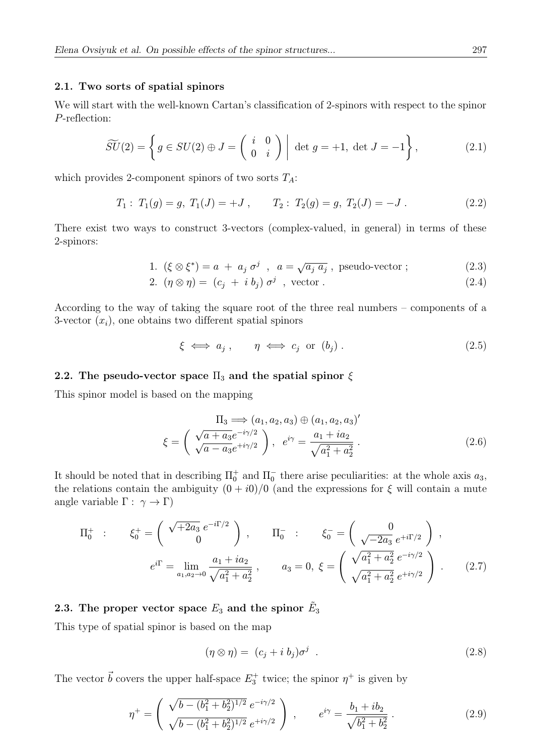### 2.1. Two sorts of spatial spinors

We will start with the well-known Cartan's classification of 2-spinors with respect to the spinor $P$-reflection:

$$
\widetilde{SU}(2) = \left\{ g \in SU(2) \oplus J = \left( \begin{array}{cc} i & 0 \\ 0 & i \end{array} \right) \;\middle|\; \det g = +1,\; \det J = -1 \right\}, \tag{2.1}
$$

which provides 2-component spinors of two sorts $T_A$:

$$
T_1 : \; T_1(g) = g, \; T_1(J) = +J \; , \qquad T_2 : \; T_2(g) = g, \; T_2(J) = -J \; . \tag{2.2}
$$

There exist two ways to construct 3-vectors (complex-valued, in general) in terms of these 2-spinors:

$$
1. \;\; (\xi \otimes \xi^*) = a \; + \; a_j \, \sigma^j \;\; , \;\; a = \sqrt{a_j \, a_j} \; , \;\; \text{pseudo-vector} \; ; \tag{2.3}
$$

$$
2. \;\; (\eta \otimes \eta) = \; (c_j \; + \; i \; b_j) \, \sigma^j \;\; , \;\; \text{vector} \; . \tag{2.4}
$$

According to the way of taking the square root of the three real numbers – components of a 3-vector $(x_i)$, one obtains two different spatial spinors

$$
\xi \iff a_j \; , \qquad \eta \iff c_j \;\; \text{or} \;\; (b_j) \; . \tag{2.5}
$$

### 2.2. The pseudo-vector space $\Pi_3$ and the spatial spinor $\xi$

This spinor model is based on the mapping

$$
\Pi_3 \Longrightarrow (a_1, a_2, a_3) \oplus (a_1, a_2, a_3)'
$$

$$
\xi = \left( \begin{array}{c} \sqrt{a + a_3} e^{-i\gamma/2} \\ \sqrt{a - a_3} e^{+i\gamma/2} \end{array} \right), \;\; e^{i\gamma} = \frac{a_1 + i a_2}{\sqrt{a_1^2 + a_2^2}} \; . \tag{2.6}
$$

It should be noted that in describing $\Pi_0^+$ and $\Pi_0^-$ there arise peculiarities: at the whole axis $a_3$, the relations contain the ambiguity $(0 + i0)/0$ (and the expressions for $\xi$ will contain a mute angle variable $\Gamma : \; \gamma \to \Gamma$)

$$
\Pi_0^+ \;\; : \qquad \xi_0^+ = \left( \begin{array}{c} \sqrt{+2a_3} \; e^{-i\Gamma/2} \\ 0 \end{array} \right) , \qquad \Pi_0^- \;\; : \qquad \xi_0^- = \left( \begin{array}{c} 0 \\ \sqrt{-2a_3} \; e^{+i\Gamma/2} \end{array} \right) \; ,
$$

$$
e^{i\Gamma} = \lim_{a_1, a_2 \to 0} \frac{a_1 + i a_2}{\sqrt{a_1^2 + a_2^2}} \; , \qquad a_3 = 0, \; \xi = \left( \begin{array}{c} \sqrt{a_1^2 + a_2^2} \; e^{-i\gamma/2} \\ \sqrt{a_1^2 + a_2^2} \; e^{+i\gamma/2} \end{array} \right) \; . \tag{2.7}
$$

### 2.3. The proper vector space $E_3$ and the spinor $\tilde{E}_3$

This type of spatial spinor is based on the map

$$
(\eta \otimes \eta) = \; (c_j + i \; b_j) \sigma^j \;\; . \tag{2.8}
$$

The vector $\vec{b}$ covers the upper half-space $E_3^+$ twice; the spinor $\eta^+$ is given by

$$
\eta^+ = \left( \begin{array}{c} \sqrt{b - (b_1^2 + b_2^2)^{1/2}} \; e^{-i\gamma/2} \\ \sqrt{b - (b_1^2 + b_2^2)^{1/2}} \; e^{+i\gamma/2} \end{array} \right) \; , \qquad e^{i\gamma} = \frac{b_1 + i b_2}{\sqrt{b_1^2 + b_2^2}} \; . \tag{2.9}
$$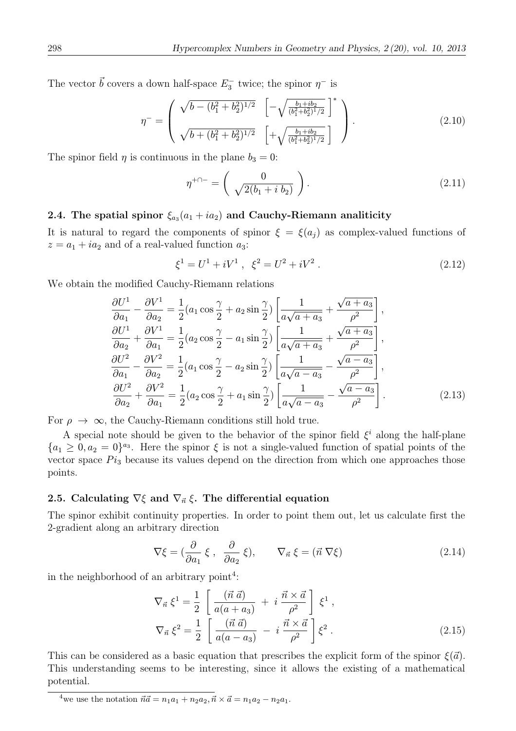The vector $\vec{b}$ covers a down half-space $E_3^-$ twice; the spinor $\eta^-$ is

$$
\eta^- = \left( \begin{array}{c} \sqrt{b - (b_1^2 + b_2^2)^{1/2}} \quad \left[ -\sqrt{\frac{b_1 + ib_2}{(b_1^2 + b_2^2)^{1/2}}} \,\right]^* \\ \sqrt{b + (b_1^2 + b_2^2)^{1/2}} \quad \left[ +\sqrt{\frac{b_1 + ib_2}{(b_1^2 + b_2^2)^{1/2}}} \,\right] \end{array} \right). \tag{2.10}
$$

The spinor field $\eta$ is continuous in the plane $b_3 = 0$:

$$
\eta^{+\cap -} = \left( \begin{array}{c} 0 \\ \sqrt{2(b_1 + i\, b_2)} \end{array} \right). \tag{2.11}
$$

### 2.4. The spatial spinor $\xi_{a_3}(a_1 + ia_2)$ and Cauchy-Riemann analiticity

It is natural to regard the components of spinor $\xi = \xi(a_j)$ as complex-valued functions of $z = a_1 + ia_2$ and of a real-valued function $a_3$:

$$
\xi^1 = U^1 + iV^1 \,, \;\; \xi^2 = U^2 + iV^2 \,. \tag{2.12}
$$

We obtain the modified Cauchy-Riemann relations

$$
\begin{aligned}
\frac{\partial U^1}{\partial a_1} - \frac{\partial V^1}{\partial a_2} &= \frac{1}{2}(a_1 \cos\frac{\gamma}{2} + a_2 \sin\frac{\gamma}{2}) \left[ \frac{1}{a\sqrt{a + a_3}} + \frac{\sqrt{a + a_3}}{\rho^2} \right], \\
\frac{\partial U^1}{\partial a_2} + \frac{\partial V^1}{\partial a_1} &= \frac{1}{2}(a_2 \cos\frac{\gamma}{2} - a_1 \sin\frac{\gamma}{2}) \left[ \frac{1}{a\sqrt{a + a_3}} + \frac{\sqrt{a + a_3}}{\rho^2} \right], \\
\frac{\partial U^2}{\partial a_1} - \frac{\partial V^2}{\partial a_2} &= \frac{1}{2}(a_1 \cos\frac{\gamma}{2} - a_2 \sin\frac{\gamma}{2}) \left[ \frac{1}{a\sqrt{a - a_3}} - \frac{\sqrt{a - a_3}}{\rho^2} \right], \\
\frac{\partial U^2}{\partial a_2} + \frac{\partial V^2}{\partial a_1} &= \frac{1}{2}(a_2 \cos\frac{\gamma}{2} + a_1 \sin\frac{\gamma}{2}) \left[ \frac{1}{a\sqrt{a - a_3}} - \frac{\sqrt{a - a_3}}{\rho^2} \right].
\end{aligned} \tag{2.13}
$$

For $\rho \to \infty$, the Cauchy-Riemann conditions still hold true.

A special note should be given to the behavior of the spinor field $\xi^i$ along the half-plane $\{a_1 \geq 0, a_2 = 0\}^{a_3}$. Here the spinor $\xi$ is not a single-valued function of spatial points of the vector space $Pi_3$ because its values depend on the direction from which one approaches those points.

### 2.5. Calculating $\nabla\xi$ and $\nabla_{\vec{n}}\,\xi$. The differential equation

The spinor exhibit continuity properties. In order to point them out, let us calculate first the 2-gradient along an arbitrary direction

$$
\nabla\xi = (\frac{\partial}{\partial a_1}\,\xi\;,\;\; \frac{\partial}{\partial a_2}\,\xi), \qquad \nabla_{\vec{n}}\,\xi = (\vec{n}\;\nabla\xi) \tag{2.14}
$$

in the neighborhood of an arbitrary point[4]:

$$
\begin{aligned}
\nabla_{\vec{n}}\,\xi^1 &= \frac{1}{2}\;\left[\;\frac{(\vec{n}\;\vec{a})}{a(a + a_3)} \;+\; i\;\frac{\vec{n} \times \vec{a}}{\rho^2}\;\right]\;\xi^1\,, \\
\nabla_{\vec{n}}\,\xi^2 &= \frac{1}{2}\;\left[\;\frac{(\vec{n}\;\vec{a})}{a(a - a_3)} \;-\; i\;\frac{\vec{n} \times \vec{a}}{\rho^2}\;\right]\xi^2\,.
\end{aligned} \tag{2.15}
$$

This can be considered as a basic equation that prescribes the explicit form of the spinor $\xi(\vec{a})$. This understanding seems to be interesting, since it allows the existing of a mathematical potential.

[4] we use the notation $\vec{n}\vec{a} = n_1 a_1 + n_2 a_2, \vec{n} \times \vec{a} = n_1 a_2 - n_2 a_1$.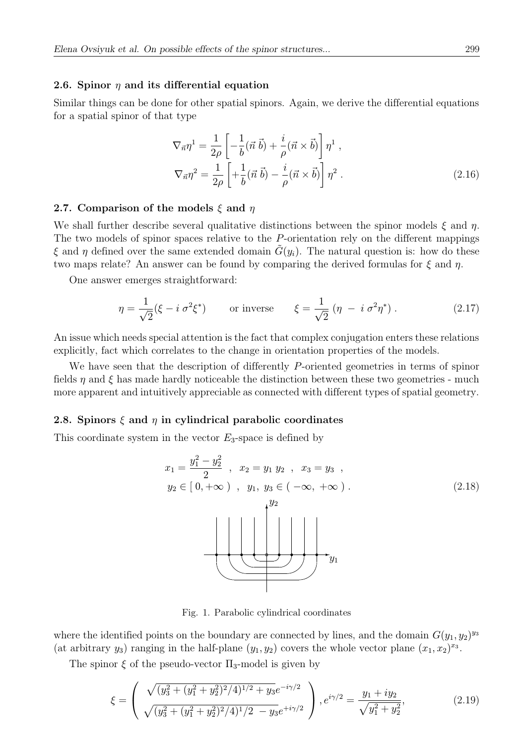### 2.6. Spinor $\eta$ and its differential equation

Similar things can be done for other spatial spinors. Again, we derive the differential equations for a spatial spinor of that type

$$
\nabla_{\vec{n}} \eta^1 = \frac{1}{2\rho}\left[ -\frac{1}{b}(\vec{n}\,\vec{b}) + \frac{i}{\rho}(\vec{n}\times\vec{b}) \right]\eta^1 \ ,
$$
$$
\nabla_{\vec{n}} \eta^2 = \frac{1}{2\rho}\left[ +\frac{1}{b}(\vec{n}\,\vec{b}) - \frac{i}{\rho}(\vec{n}\times\vec{b}) \right]\eta^2 \ . \tag{2.16}
$$

### 2.7. Comparison of the models $\xi$ and $\eta$

We shall further describe several qualitative distinctions between the spinor models $\xi$ and $\eta$. The two models of spinor spaces relative to the $P$-orientation rely on the different mappings $\xi$ and $\eta$ defined over the same extended domain $\tilde{G}(y_i)$. The natural question is: how do these two maps relate? An answer can be found by comparing the derived formulas for $\xi$ and $\eta$.

One answer emerges straightforward:

$$
\eta = \frac{1}{\sqrt{2}}(\xi - i\,\sigma^2 \xi^*) \qquad \text{or inverse} \qquad \xi = \frac{1}{\sqrt{2}}\,(\eta\ -\ i\ \sigma^2 \eta^*)\ . \tag{2.17}
$$

An issue which needs special attention is the fact that complex conjugation enters these relations explicitly, fact which correlates to the change in orientation properties of the models.

We have seen that the description of differently $P$-oriented geometries in terms of spinor fields $\eta$ and $\xi$ has made hardly noticeable the distinction between these two geometries - much more apparent and intuitively appreciable as connected with different types of spatial geometry.

### 2.8. Spinors $\xi$ and $\eta$ in cylindrical parabolic coordinates

This coordinate system in the vector $E_3$-space is defined by

$$
x_1 = \frac{y_1^2 - y_2^2}{2}\ \ ,\ \ x_2 = y_1\, y_2\ \ ,\ \ x_3 = y_3\ \ ,
$$
$$
y_2 \in [\,0, +\infty\,)\ \ ,\ \ y_1,\, y_3 \in (\,-\infty,\ +\infty\,)\ . \tag{2.18}
$$

Fig. 1. Parabolic cylindrical coordinates

where the identified points on the boundary are connected by lines, and the domain $G(y_1, y_2)^{y_3}$ (at arbitrary $y_3$) ranging in the half-plane $(y_1, y_2)$ covers the whole vector plane $(x_1, x_2)^{x_3}$.

The spinor $\xi$ of the pseudo-vector $\Pi_3$-model is given by

$$
\xi = \left( \begin{array}{c} \sqrt{(y_3^2 + (y_1^2 + y_2^2)^2/4)^{1/2} + y_3}\, e^{-i\gamma/2} \\ \sqrt{(y_3^2 + (y_1^2 + y_2^2)^2/4)^1/2\ - y_3}\, e^{+i\gamma/2} \end{array} \right), e^{i\gamma/2} = \frac{y_1 + i y_2}{\sqrt{y_1^2 + y_2^2}}, \tag{2.19}
$$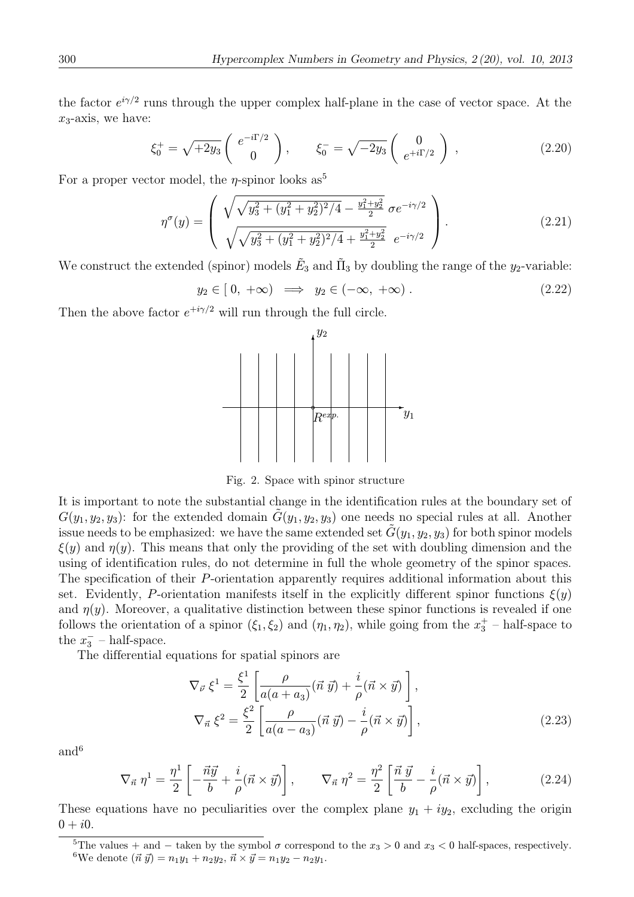the factor $e^{i\gamma/2}$ runs through the upper complex half-plane in the case of vector space. At the $x_3$-axis, we have:

$$
\xi_0^+ = \sqrt{+2y_3} \begin{pmatrix} e^{-i\Gamma/2} \\ 0 \end{pmatrix}, \qquad \xi_0^- = \sqrt{-2y_3} \begin{pmatrix} 0 \\ e^{+i\Gamma/2} \end{pmatrix}, \tag{2.20}
$$

For a proper vector model, the $\eta$-spinor looks as[5]

$$
\eta^\sigma(y) = \begin{pmatrix} \sqrt{\sqrt{y_3^2 + (y_1^2 + y_2^2)^2/4} - \frac{y_1^2 + y_2^2}{2}} \; \sigma e^{-i\gamma/2} \\ \sqrt{\sqrt{y_3^2 + (y_1^2 + y_2^2)^2/4} + \frac{y_1^2 + y_2^2}{2}} \;\; e^{-i\gamma/2} \end{pmatrix}. \tag{2.21}
$$

We construct the extended (spinor) models $\tilde{E}_3$ and $\tilde{\Pi}_3$ by doubling the range of the $y_2$-variable:

$$
y_2 \in [\, 0, \, +\infty) \implies y_2 \in (-\infty, \, +\infty) \, . \tag{2.22}
$$

Then the above factor $e^{+i\gamma/2}$ will run through the full circle.

Fig. 2. Space with spinor structure

It is important to note the substantial change in the identification rules at the boundary set of $G(y_1, y_2, y_3)$: for the extended domain $\tilde{G}(y_1, y_2, y_3)$ one needs no special rules at all. Another issue needs to be emphasized: we have the same extended set $\tilde{G}(y_1, y_2, y_3)$ for both spinor models $\xi(y)$ and $\eta(y)$. This means that only the providing of the set with doubling dimension and the using of identification rules, do not determine in full the whole geometry of the spinor spaces. The specification of their $P$-orientation apparently requires additional information about this set. Evidently, $P$-orientation manifests itself in the explicitly different spinor functions $\xi(y)$ and $\eta(y)$. Moreover, a qualitative distinction between these spinor functions is revealed if one follows the orientation of a spinor $(\xi_1, \xi_2)$ and $(\eta_1, \eta_2)$, while going from the $x_3^+$ – half-space to the $x_3^-$ – half-space.

The differential equations for spatial spinors are

$$
\begin{aligned}
\nabla_{\vec{\nu}} \, \xi^1 &= \frac{\xi^1}{2} \left[ \frac{\rho}{a(a + a_3)} (\vec{n} \, \vec{y}) + \frac{i}{\rho} (\vec{n} \times \vec{y}) \right], \\
\nabla_{\vec{n}} \, \xi^2 &= \frac{\xi^2}{2} \left[ \frac{\rho}{a(a - a_3)} (\vec{n} \, \vec{y}) - \frac{i}{\rho} (\vec{n} \times \vec{y}) \right],
\end{aligned} \tag{2.23}
$$

and[6]

$$
\nabla_{\vec{n}} \, \eta^1 = \frac{\eta^1}{2} \left[ -\frac{\vec{n}\vec{y}}{b} + \frac{i}{\rho} (\vec{n} \times \vec{y}) \right], \qquad \nabla_{\vec{n}} \, \eta^2 = \frac{\eta^2}{2} \left[ \frac{\vec{n} \, \vec{y}}{b} - \frac{i}{\rho} (\vec{n} \times \vec{y}) \right], \tag{2.24}
$$

These equations have no peculiarities over the complex plane $y_1 + iy_2$, excluding the origin $0 + i0$.

---

[5] The values $+$ and $-$ taken by the symbol $\sigma$ correspond to the $x_3 > 0$ and $x_3 < 0$ half-spaces, respectively.

[6] We denote $(\vec{n} \, \vec{y}) = n_1 y_1 + n_2 y_2$, $\vec{n} \times \vec{y} = n_1 y_2 - n_2 y_1$.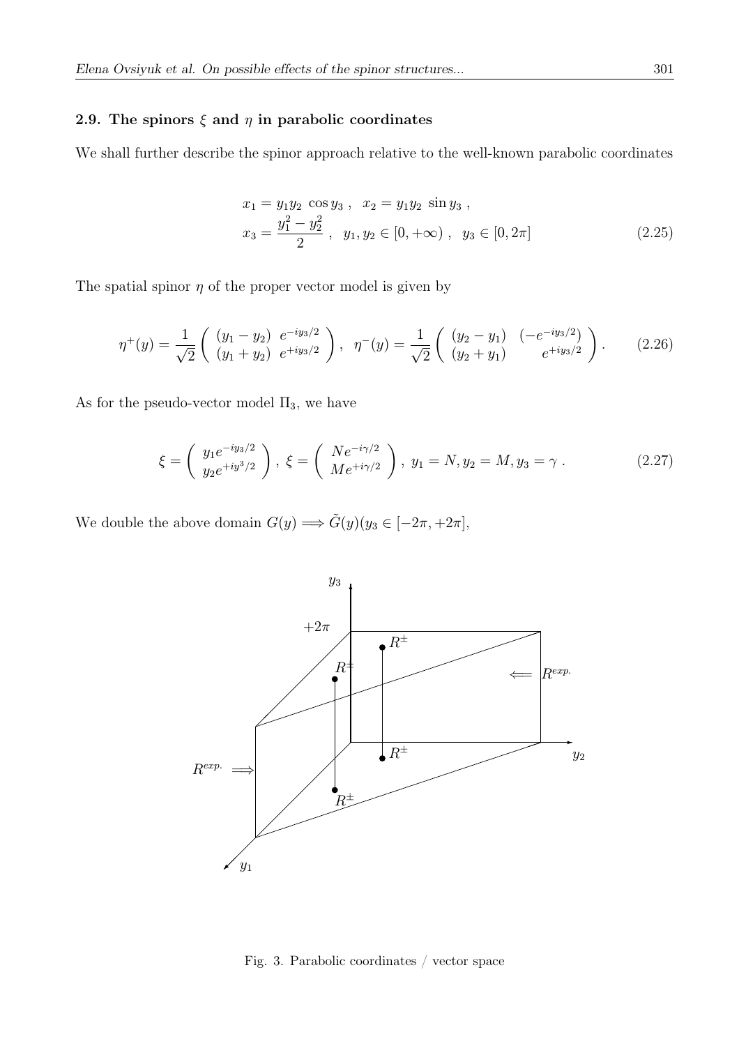### 2.9. The spinors $\xi$ and $\eta$ in parabolic coordinates

We shall further describe the spinor approach relative to the well-known parabolic coordinates

$$
\begin{aligned}
& x_1 = y_1 y_2 \ \cos y_3 \ , \quad x_2 = y_1 y_2 \ \sin y_3 \ , \\
& x_3 = \frac{y_1^2 - y_2^2}{2} \ , \quad y_1, y_2 \in [0, +\infty) \ , \quad y_3 \in [0, 2\pi]
\end{aligned}
\tag{2.25}
$$

The spatial spinor $\eta$ of the proper vector model is given by

$$
\eta^{+}(y) = \frac{1}{\sqrt{2}} \left( \begin{array}{cc} (y_1 - y_2) & e^{-iy_3/2} \\ (y_1 + y_2) & e^{+iy_3/2} \end{array} \right) , \quad \eta^{-}(y) = \frac{1}{\sqrt{2}} \left( \begin{array}{cc} (y_2 - y_1) & (-e^{-iy_3/2}) \\ (y_2 + y_1) & e^{+iy_3/2} \end{array} \right) . \tag{2.26}
$$

As for the pseudo-vector model $\Pi_3$, we have

$$
\xi = \left( \begin{array}{c} y_1 e^{-iy_3/2} \\ y_2 e^{+iy^3/2} \end{array} \right) , \ \xi = \left( \begin{array}{c} N e^{-i\gamma/2} \\ M e^{+i\gamma/2} \end{array} \right) , \ y_1 = N, y_2 = M, y_3 = \gamma \ . \tag{2.27}
$$

We double the above domain $G(y) \Longrightarrow \tilde{G}(y)(y_3 \in [-2\pi, +2\pi]$,

Fig. 3. Parabolic coordinates / vector space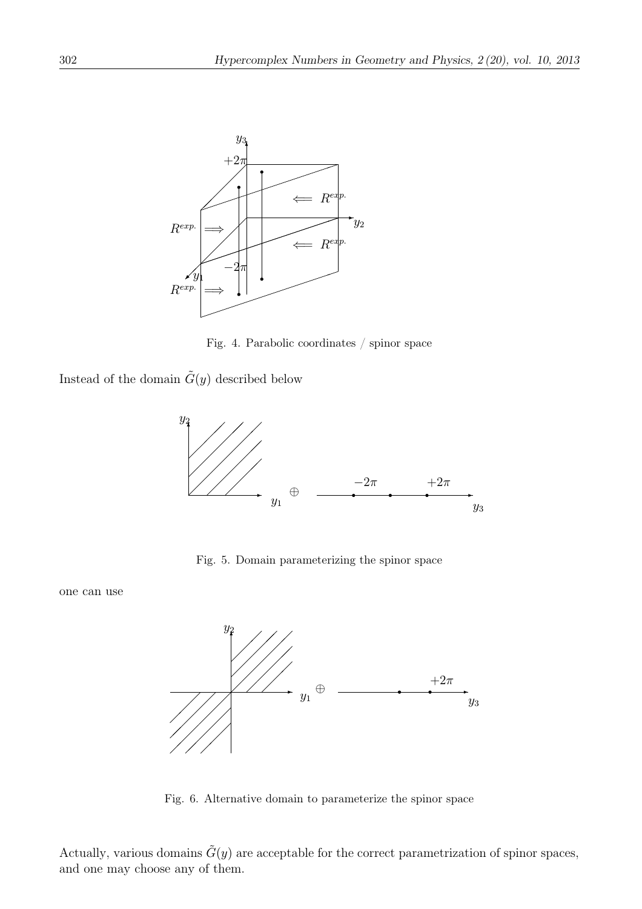Fig. 4. Parabolic coordinates / spinor space

Instead of the domain $\tilde{G}(y)$ described below

Fig. 5. Domain parameterizing the spinor space

one can use

Fig. 6. Alternative domain to parameterize the spinor space

Actually, various domains $\tilde{G}(y)$ are acceptable for the correct parametrization of spinor spaces, and one may choose any of them.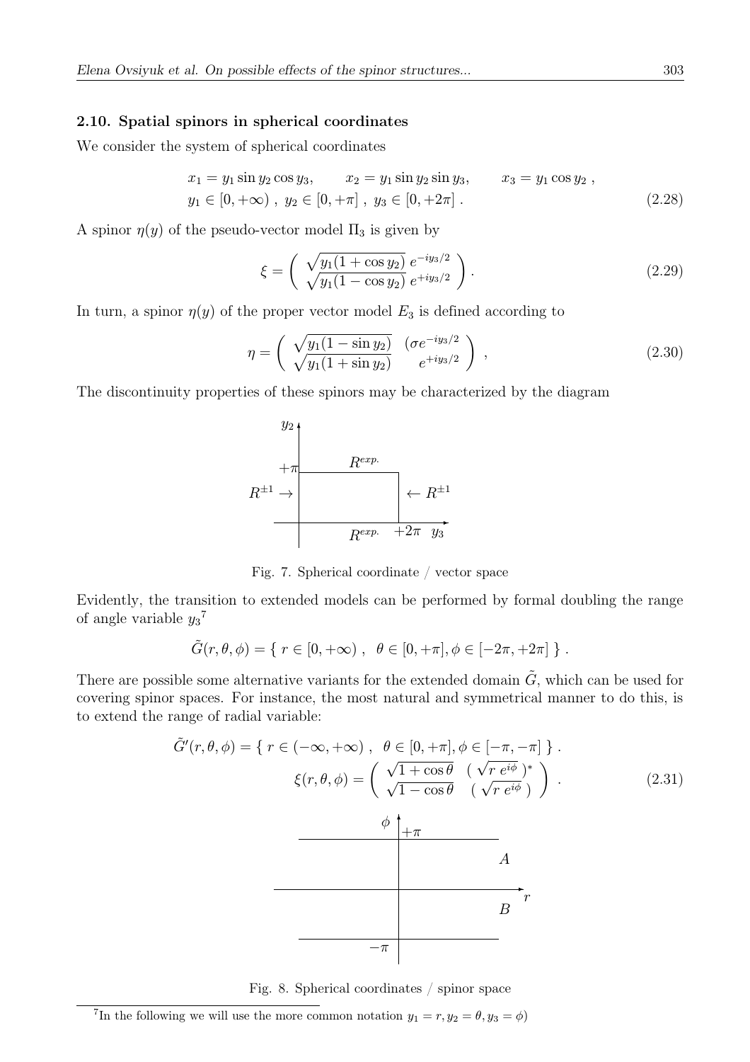### 2.10. Spatial spinors in spherical coordinates

We consider the system of spherical coordinates

$$
\begin{aligned}
&x_1 = y_1 \sin y_2 \cos y_3, \qquad x_2 = y_1 \sin y_2 \sin y_3, \qquad x_3 = y_1 \cos y_2 \;, \\
&y_1 \in [0, +\infty) \;,\; y_2 \in [0, +\pi] \;,\; y_3 \in [0, +2\pi] \;.
\end{aligned} \tag{2.28}
$$

A spinor $\eta(y)$ of the pseudo-vector model $\Pi_3$ is given by

$$
\xi = \left( \begin{array}{c} \sqrt{y_1(1+\cos y_2)}\; e^{-iy_3/2} \\ \sqrt{y_1(1-\cos y_2)}\; e^{+iy_3/2} \end{array} \right) . \tag{2.29}
$$

In turn, a spinor $\eta(y)$ of the proper vector model $E_3$ is defined according to

$$
\eta = \left( \begin{array}{cc} \sqrt{y_1(1-\sin y_2)} & (\sigma e^{-iy_3/2} \\ \sqrt{y_1(1+\sin y_2)} & e^{+iy_3/2} \end{array} \right) \;, \tag{2.30}
$$

The discontinuity properties of these spinors may be characterized by the diagram

Fig. 7. Spherical coordinate / vector space

Evidently, the transition to extended models can be performed by formal doubling the range of angle variable $y_3$[7]

$$
\tilde{G}(r, \theta, \phi) = \{\; r \in [0, +\infty) \;,\;\; \theta \in [0, +\pi], \phi \in [-2\pi, +2\pi] \;\} \;.
$$

There are possible some alternative variants for the extended domain $\tilde{G}$, which can be used for covering spinor spaces. For instance, the most natural and symmetrical manner to do this, is to extend the range of radial variable:

$$
\tilde{G}'(r, \theta, \phi) = \{\; r \in (-\infty, +\infty) \;,\;\; \theta \in [0, +\pi], \phi \in [-\pi, -\pi] \;\} \;.
$$

$$
\xi(r, \theta, \phi) = \left( \begin{array}{cc} \sqrt{1+\cos\theta} & (\sqrt{r\, e^{i\phi}}\,)^* \\ \sqrt{1-\cos\theta} & (\sqrt{r\, e^{i\phi}}\,) \end{array} \right) \;. \tag{2.31}
$$

Fig. 8. Spherical coordinates / spinor space

[7] In the following we will use the more common notation $y_1 = r, y_2 = \theta, y_3 = \phi$)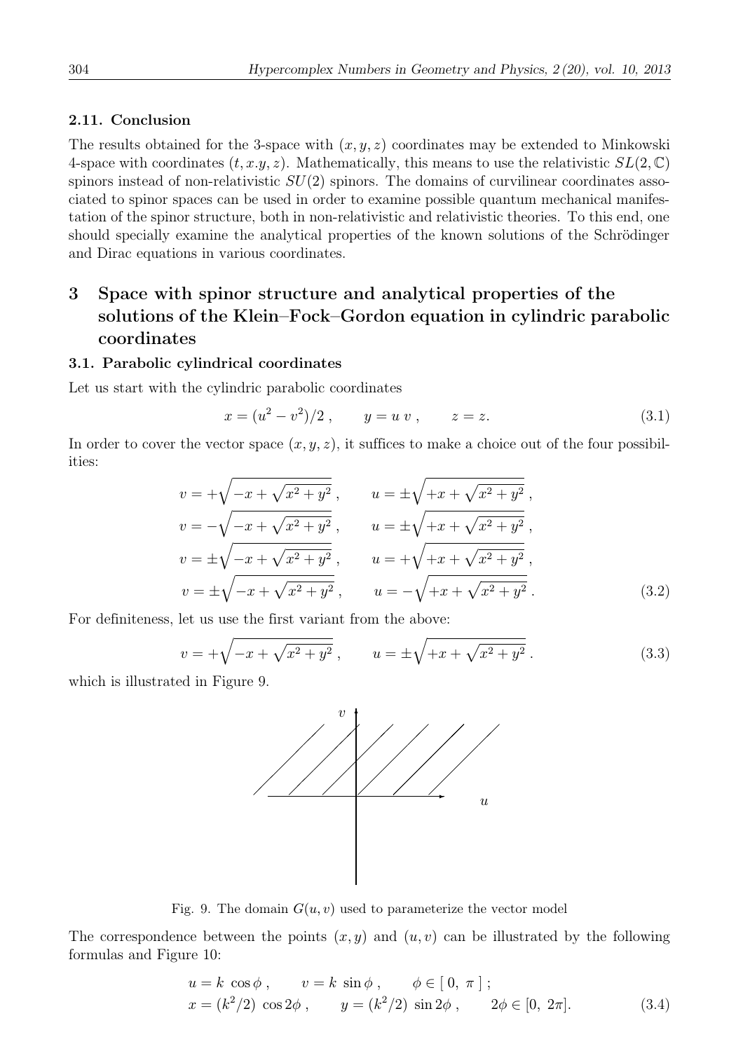### 2.11. Conclusion

The results obtained for the 3-space with $(x, y, z)$ coordinates may be extended to Minkowski 4-space with coordinates $(t, x.y, z)$. Mathematically, this means to use the relativistic $SL(2, \mathbb{C})$ spinors instead of non-relativistic $SU(2)$ spinors. The domains of curvilinear coordinates associated to spinor spaces can be used in order to examine possible quantum mechanical manifestation of the spinor structure, both in non-relativistic and relativistic theories. To this end, one should specially examine the analytical properties of the known solutions of the Schrödinger and Dirac equations in various coordinates.

# 3 Space with spinor structure and analytical properties of the solutions of the Klein–Fock–Gordon equation in cylindric parabolic coordinates

### 3.1. Parabolic cylindrical coordinates

Let us start with the cylindric parabolic coordinates

$$x = (u^2 - v^2)/2 \, , \qquad y = u \, v \, , \qquad z = z. \tag{3.1}$$

In order to cover the vector space $(x, y, z)$, it suffices to make a choice out of the four possibilities:

$$\begin{aligned}
v &= +\sqrt{-x + \sqrt{x^2 + y^2}} \, , \qquad u = \pm\sqrt{+x + \sqrt{x^2 + y^2}} \, , \\
v &= -\sqrt{-x + \sqrt{x^2 + y^2}} \, , \qquad u = \pm\sqrt{+x + \sqrt{x^2 + y^2}} \, , \\
v &= \pm\sqrt{-x + \sqrt{x^2 + y^2}} \, , \qquad u = +\sqrt{+x + \sqrt{x^2 + y^2}} \, , \\
v &= \pm\sqrt{-x + \sqrt{x^2 + y^2}} \, , \qquad u = -\sqrt{+x + \sqrt{x^2 + y^2}} \, .
\end{aligned} \tag{3.2}$$

For definiteness, let us use the first variant from the above:

$$v = +\sqrt{-x + \sqrt{x^2 + y^2}} \, , \qquad u = \pm\sqrt{+x + \sqrt{x^2 + y^2}} \, . \tag{3.3}$$

which is illustrated in Figure 9.

Fig. 9. The domain $G(u, v)$ used to parameterize the vector model

The correspondence between the points $(x, y)$ and $(u, v)$ can be illustrated by the following formulas and Figure 10:

$$\begin{aligned}
&u = k \, \cos\phi \, , \qquad v = k \, \sin\phi \, , \qquad \phi \in [\, 0, \, \pi \,] \, ; \\
&x = (k^2/2) \, \cos 2\phi \, , \qquad y = (k^2/2) \, \sin 2\phi \, , \qquad 2\phi \in [0, \, 2\pi].
\end{aligned} \tag{3.4}$$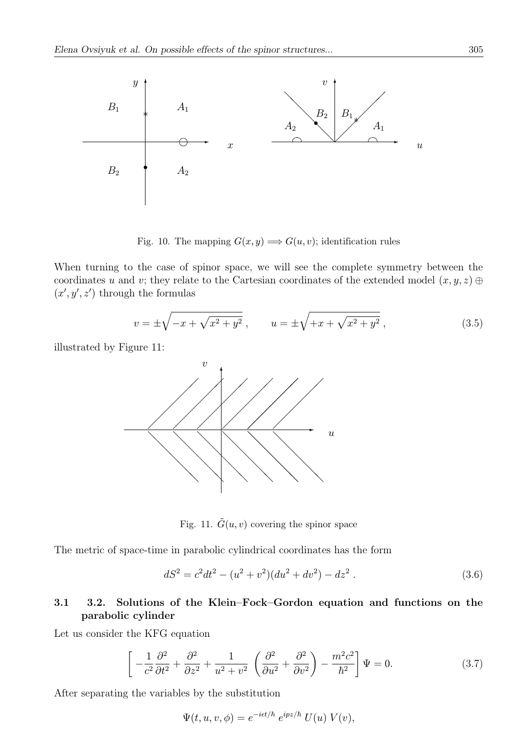Fig. 10. The mapping $G(x, y) \Longrightarrow G(u, v)$; identification rules

When turning to the case of spinor space, we will see the complete symmetry between the coordinates $u$ and $v$; they relate to the Cartesian coordinates of the extended model $(x, y, z) \oplus (x', y', z')$ through the formulas

$$v = \pm\sqrt{-x + \sqrt{x^2 + y^2}}\,, \qquad u = \pm\sqrt{+x + \sqrt{x^2 + y^2}}\,, \tag{3.5}$$

illustrated by Figure 11:

Fig. 11. $\tilde{G}(u, v)$ covering the spinor space

The metric of space-time in parabolic cylindrical coordinates has the form

$$dS^2 = c^2 dt^2 - (u^2 + v^2)(du^2 + dv^2) - dz^2\,. \tag{3.6}$$

### 3.1 3.2. Solutions of the Klein–Fock–Gordon equation and functions on the parabolic cylinder

Let us consider the KFG equation

$$\left[ -\frac{1}{c^2}\frac{\partial^2}{\partial t^2} + \frac{\partial^2}{\partial z^2} + \frac{1}{u^2 + v^2}\left( \frac{\partial^2}{\partial u^2} + \frac{\partial^2}{\partial v^2} \right) - \frac{m^2 c^2}{\hbar^2} \right] \Psi = 0. \tag{3.7}$$

After separating the variables by the substitution

$$\Psi(t, u, v, \phi) = e^{-i\epsilon t/\hbar}\, e^{ipz/\hbar}\, U(u)\, V(v),$$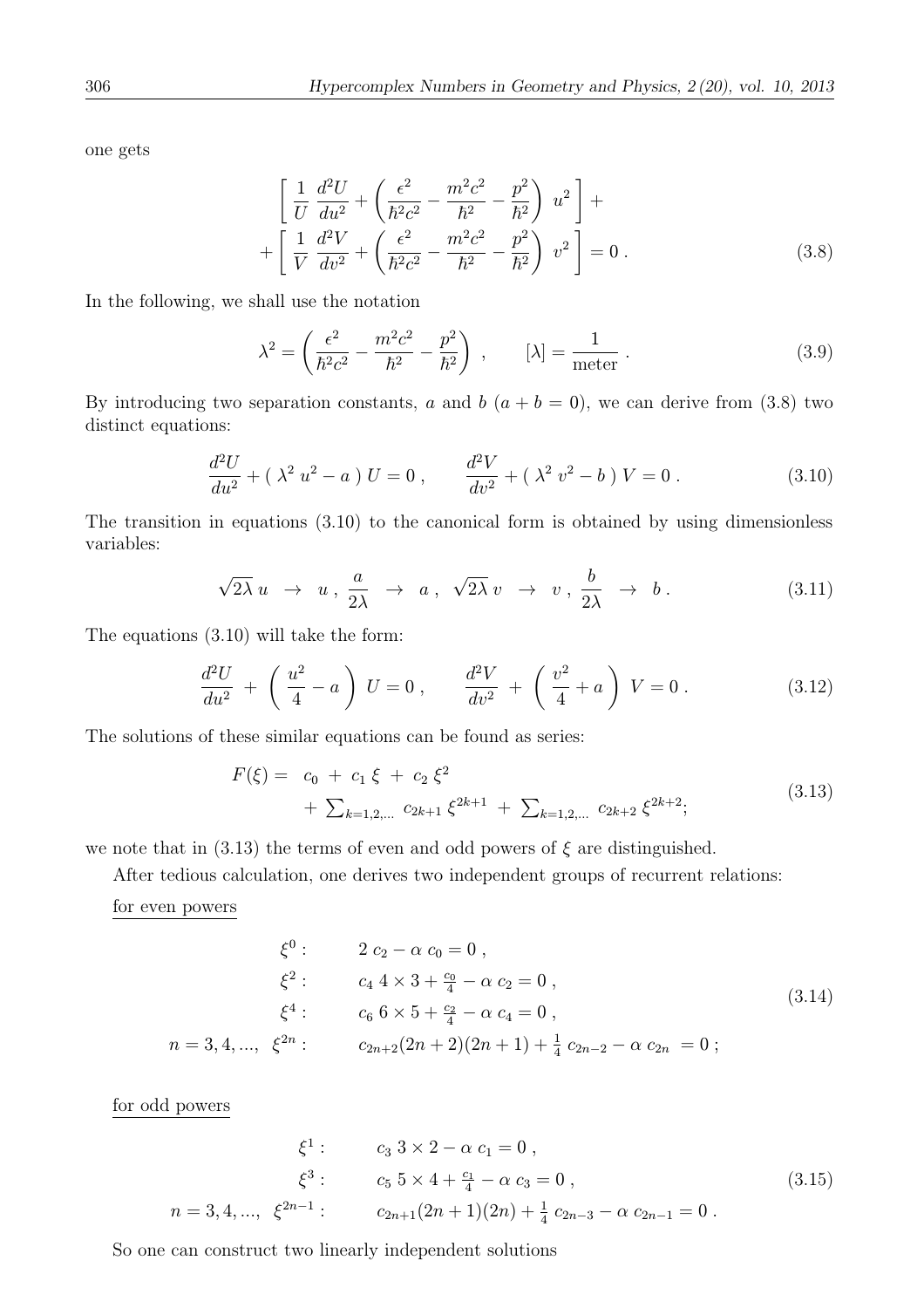one gets

$$
\left[ \frac{1}{U} \frac{d^2U}{du^2} + \left( \frac{\epsilon^2}{\hbar^2 c^2} - \frac{m^2 c^2}{\hbar^2} - \frac{p^2}{\hbar^2} \right) u^2 \right] +
$$

$$
+ \left[ \frac{1}{V} \frac{d^2V}{dv^2} + \left( \frac{\epsilon^2}{\hbar^2 c^2} - \frac{m^2 c^2}{\hbar^2} - \frac{p^2}{\hbar^2} \right) v^2 \right] = 0 \, . \tag{3.8}
$$

In the following, we shall use the notation

$$
\lambda^2 = \left( \frac{\epsilon^2}{\hbar^2 c^2} - \frac{m^2 c^2}{\hbar^2} - \frac{p^2}{\hbar^2} \right) , \qquad [\lambda] = \frac{1}{\text{meter}} \, . \tag{3.9}
$$

By introducing two separation constants, $a$ and $b$ ($a + b = 0$), we can derive from (3.8) two distinct equations:

$$
\frac{d^2U}{du^2} + ( \lambda^2 u^2 - a ) U = 0 \, , \qquad \frac{d^2V}{dv^2} + ( \lambda^2 v^2 - b ) V = 0 \, . \tag{3.10}
$$

The transition in equations (3.10) to the canonical form is obtained by using dimensionless variables:

$$
\sqrt{2\lambda}\, u \;\; \to \;\; u \, , \; \frac{a}{2\lambda} \;\; \to \;\; a \, , \;\; \sqrt{2\lambda}\, v \;\; \to \;\; v \, , \; \frac{b}{2\lambda} \;\; \to \;\; b \, . \tag{3.11}
$$

The equations (3.10) will take the form:

$$
\frac{d^2U}{du^2} \; + \; \left( \; \frac{u^2}{4} - a \; \right) \; U = 0 \, , \qquad \frac{d^2V}{dv^2} \; + \; \left( \; \frac{v^2}{4} + a \; \right) \; V = 0 \, . \tag{3.12}
$$

The solutions of these similar equations can be found as series:

$$
\begin{aligned}
F(\xi) = \;\; & c_0 \; + \; c_1 \, \xi \; + \; c_2 \, \xi^2 \\
& + \; \textstyle\sum_{k=1,2,...} \; c_{2k+1} \, \xi^{2k+1} \; + \; \sum_{k=1,2,...} \; c_{2k+2} \, \xi^{2k+2};
\end{aligned} \tag{3.13}
$$

we note that in (3.13) the terms of even and odd powers of $\xi$ are distinguished.

After tedious calculation, one derives two independent groups of recurrent relations:

for even powers

$$
\begin{aligned}
\xi^0 : \qquad & 2 \, c_2 - \alpha \, c_0 = 0 \, , \\
\xi^2 : \qquad & c_4 \, 4 \times 3 + \tfrac{c_0}{4} - \alpha \, c_2 = 0 \, , \\
\xi^4 : \qquad & c_6 \, 6 \times 5 + \tfrac{c_2}{4} - \alpha \, c_4 = 0 \, , \\
n = 3, 4, ..., \;\; \xi^{2n} : \qquad & c_{2n+2}(2n+2)(2n+1) + \tfrac{1}{4} \, c_{2n-2} - \alpha \, c_{2n} \; = 0 \, ;
\end{aligned} \tag{3.14}
$$

for odd powers

$$
\begin{aligned}
\xi^1 : \qquad & c_3 \, 3 \times 2 - \alpha \, c_1 = 0 \, , \\
\xi^3 : \qquad & c_5 \, 5 \times 4 + \tfrac{c_1}{4} - \alpha \, c_3 = 0 \, , \\
n = 3, 4, ..., \;\; \xi^{2n-1} : \qquad & c_{2n+1}(2n+1)(2n) + \tfrac{1}{4} \, c_{2n-3} - \alpha \, c_{2n-1} = 0 \, .
\end{aligned} \tag{3.15}
$$

So one can construct two linearly independent solutions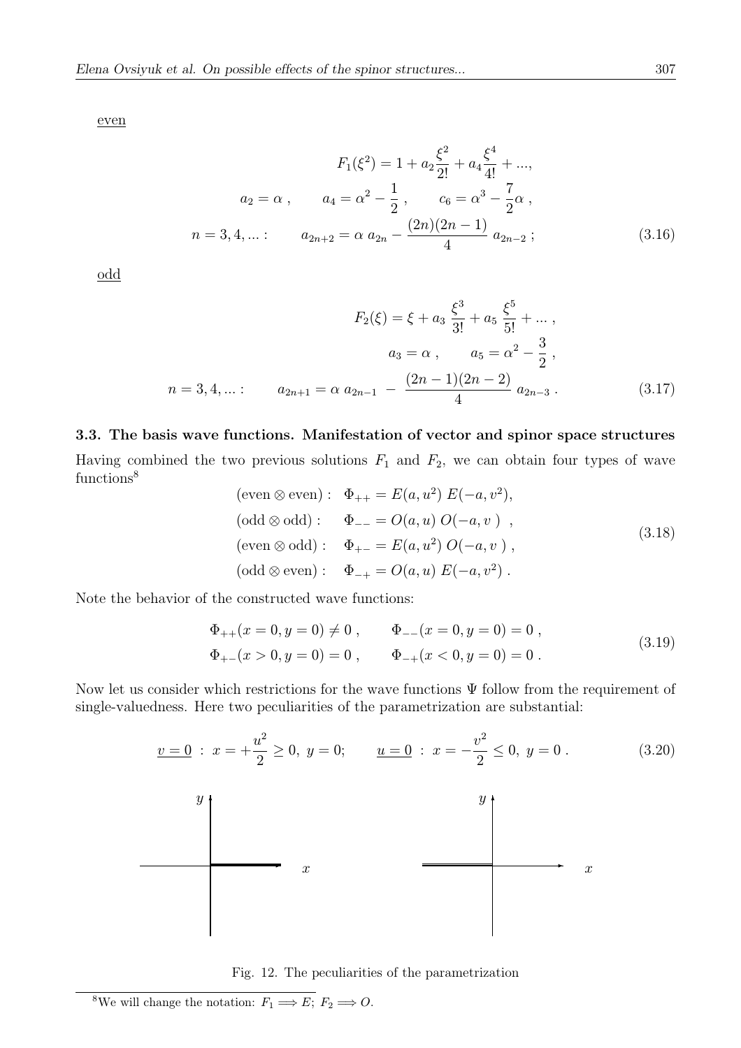even

$$F_1(\xi^2) = 1 + a_2 \frac{\xi^2}{2!} + a_4 \frac{\xi^4}{4!} + ...,$$

$$a_2 = \alpha \; , \qquad a_4 = \alpha^2 - \frac{1}{2} \; , \qquad c_6 = \alpha^3 - \frac{7}{2}\alpha \; ,$$

$$n = 3, 4, ... : \qquad a_{2n+2} = \alpha \; a_{2n} - \frac{(2n)(2n-1)}{4} \; a_{2n-2} \; ; \tag{3.16}$$

odd

$$F_2(\xi) = \xi + a_3 \; \frac{\xi^3}{3!} + a_5 \; \frac{\xi^5}{5!} + ... \; ,$$

$$a_3 = \alpha \; , \qquad a_5 = \alpha^2 - \frac{3}{2} \; ,$$

$$n = 3, 4, ... : \qquad a_{2n+1} = \alpha \; a_{2n-1} \; - \; \frac{(2n-1)(2n-2)}{4} \; a_{2n-3} \; . \tag{3.17}$$

### 3.3. The basis wave functions. Manifestation of vector and spinor space structures

Having combined the two previous solutions $F_1$ and $F_2$, we can obtain four types of wave functions[8]

$$\begin{aligned}
&(\text{even} \otimes \text{even}) : \quad \Phi_{++} = E(a, u^2) \; E(-a, v^2), \\
&(\text{odd} \otimes \text{odd}) : \quad \;\; \Phi_{--} = O(a, u) \; O(-a, v \;) \;\; , \\
&(\text{even} \otimes \text{odd}) : \quad \Phi_{+-} = E(a, u^2) \; O(-a, v \;) \; , \\
&(\text{odd} \otimes \text{even}) : \quad \Phi_{-+} = O(a, u) \; E(-a, v^2) \; .
\end{aligned} \tag{3.18}$$

Note the behavior of the constructed wave functions:

$$\begin{aligned}
&\Phi_{++}(x = 0, y = 0) \neq 0 \; , \qquad \Phi_{--}(x = 0, y = 0) = 0 \; , \\
&\Phi_{+-}(x > 0, y = 0) = 0 \; , \qquad \Phi_{-+}(x < 0, y = 0) = 0 \; .
\end{aligned} \tag{3.19}$$

Now let us consider which restrictions for the wave functions $\Psi$ follow from the requirement of single-valuedness. Here two peculiarities of the parametrization are substantial:

$$\underline{v = 0} \; : \; x = +\frac{u^2}{2} \geq 0, \; y = 0; \qquad \underline{u = 0} \; : \; x = -\frac{v^2}{2} \leq 0, \; y = 0 \; . \tag{3.20}$$

Fig. 12. The peculiarities of the parametrization

[8] We will change the notation: $F_1 \Longrightarrow E$; $F_2 \Longrightarrow O$.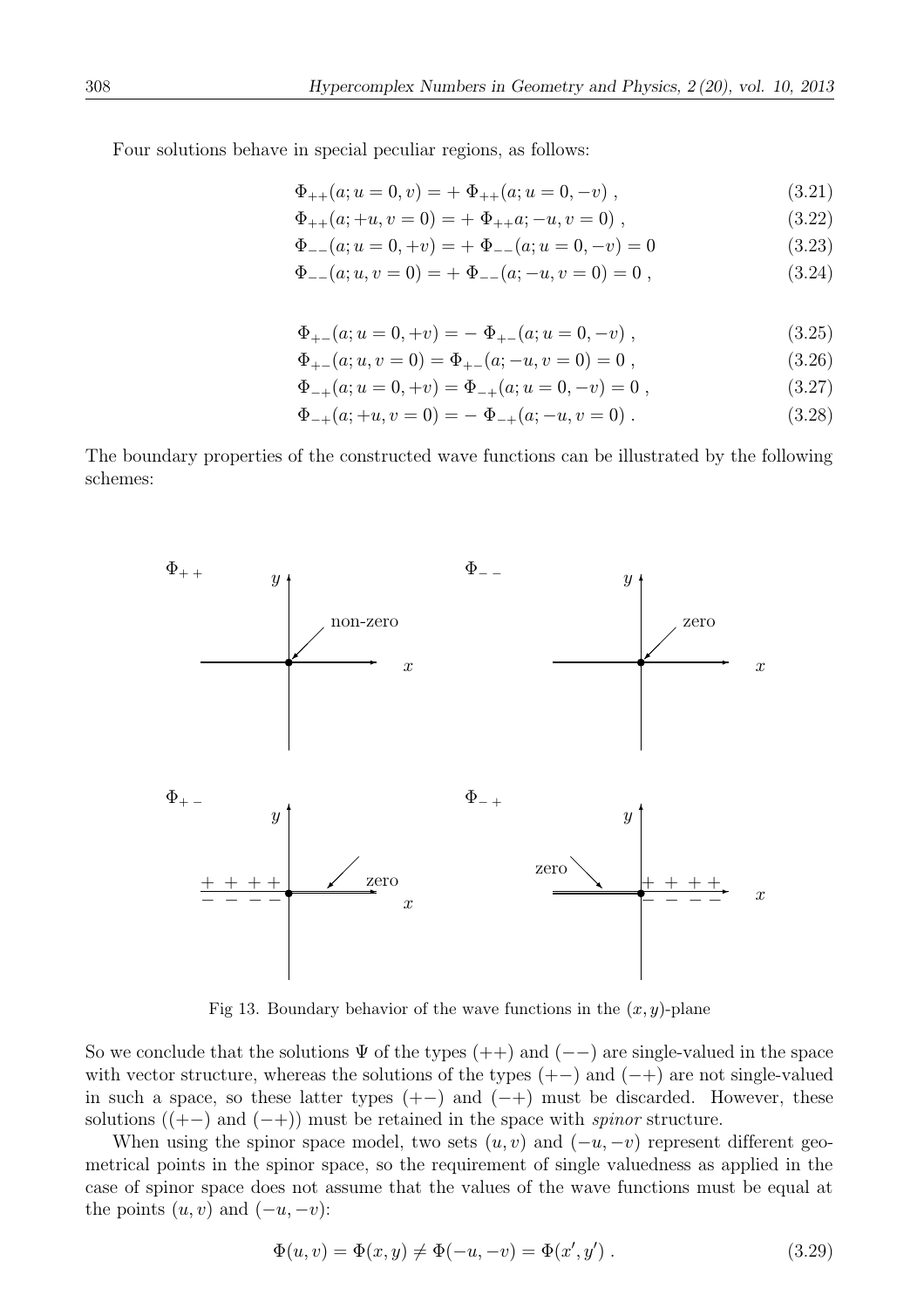Four solutions behave in special peculiar regions, as follows:

$$\Phi_{++}(a; u=0, v) = + \, \Phi_{++}(a; u=0, -v) \,, \tag{3.21}$$

$$\Phi_{++}(a; +u, v=0) = + \, \Phi_{++}a; -u, v=0) \,, \tag{3.22}$$

$$\Phi_{--}(a; u=0, +v) = + \, \Phi_{--}(a; u=0, -v) = 0 \tag{3.23}$$

$$\Phi_{--}(a; u, v=0) = + \, \Phi_{--}(a; -u, v=0) = 0 \,, \tag{3.24}$$

$$\Phi_{+-}(a; u=0, +v) = - \, \Phi_{+-}(a; u=0, -v) \,, \tag{3.25}$$

$$\Phi_{+-}(a; u, v=0) = \Phi_{+-}(a; -u, v=0) = 0 \,, \tag{3.26}$$

$$\Phi_{-+}(a; u=0, +v) = \Phi_{-+}(a; u=0, -v) = 0 \,, \tag{3.27}$$

$$\Phi_{-+}(a; +u, v=0) = - \, \Phi_{-+}(a; -u, v=0) \,. \tag{3.28}$$

The boundary properties of the constructed wave functions can be illustrated by the following schemes:

Fig 13. Boundary behavior of the wave functions in the $(x, y)$-plane

So we conclude that the solutions $\Psi$ of the types $(++)$ and $(--)$ are single-valued in the space with vector structure, whereas the solutions of the types $(+-)$ and $(-+)$ are not single-valued in such a space, so these latter types $(+-)$ and $(-+)$ must be discarded. However, these solutions ($(+-)$ and $(-+)$) must be retained in the space with *spinor* structure.

When using the spinor space model, two sets $(u, v)$ and $(-u, -v)$ represent different geometrical points in the spinor space, so the requirement of single valuedness as applied in the case of spinor space does not assume that the values of the wave functions must be equal at the points $(u, v)$ and $(-u, -v)$:

$$\Phi(u, v) = \Phi(x, y) \neq \Phi(-u, -v) = \Phi(x', y') \,. \tag{3.29}$$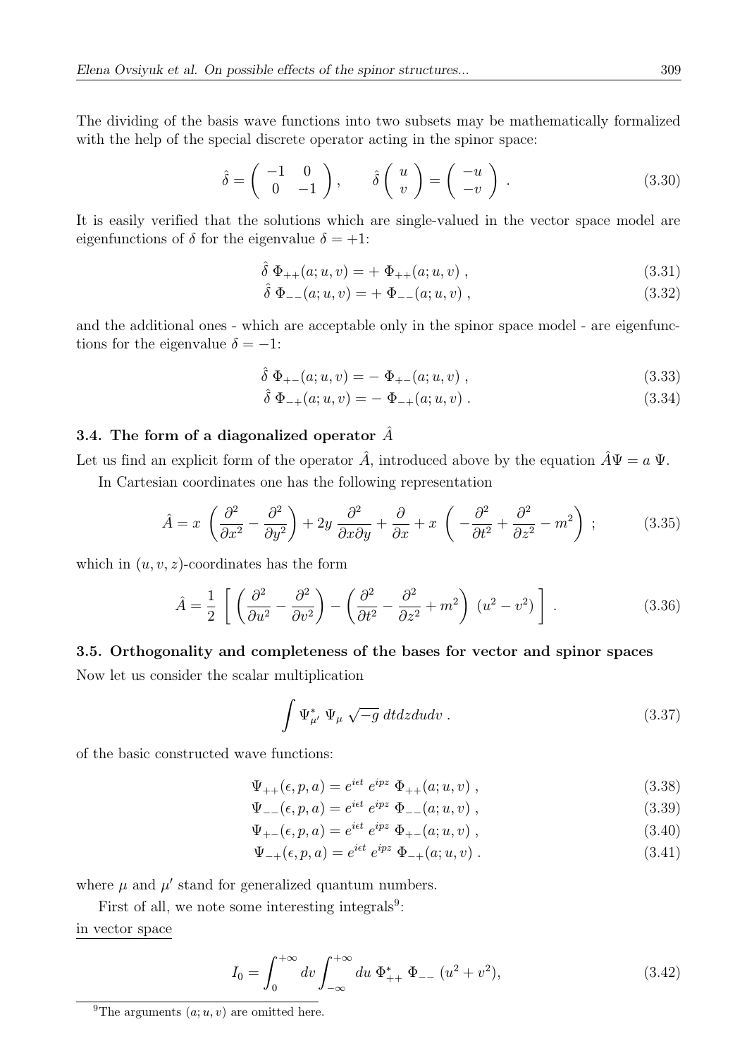The dividing of the basis wave functions into two subsets may be mathematically formalized with the help of the special discrete operator acting in the spinor space:

$$\hat{\delta} = \begin{pmatrix} -1 & 0 \\ 0 & -1 \end{pmatrix}, \qquad \hat{\delta} \begin{pmatrix} u \\ v \end{pmatrix} = \begin{pmatrix} -u \\ -v \end{pmatrix} . \tag{3.30}$$

It is easily verified that the solutions which are single-valued in the vector space model are eigenfunctions of $\delta$ for the eigenvalue $\delta = +1$:

$$\hat{\delta}\ \Phi_{++}(a;u,v) = +\ \Phi_{++}(a;u,v) , \tag{3.31}$$

$$\hat{\delta}\ \Phi_{--}(a;u,v) = +\ \Phi_{--}(a;u,v) , \tag{3.32}$$

and the additional ones - which are acceptable only in the spinor space model - are eigenfunctions for the eigenvalue $\delta = -1$:

$$\hat{\delta}\ \Phi_{+-}(a;u,v) = -\ \Phi_{+-}(a;u,v) , \tag{3.33}$$

$$\hat{\delta}\ \Phi_{-+}(a;u,v) = -\ \Phi_{-+}(a;u,v) . \tag{3.34}$$

### 3.4. The form of a diagonalized operator $\hat{A}$

Let us find an explicit form of the operator $\hat{A}$, introduced above by the equation $\hat{A}\Psi = a\ \Psi$.

In Cartesian coordinates one has the following representation

$$\hat{A} = x\ \left( \frac{\partial^2}{\partial x^2} - \frac{\partial^2}{\partial y^2} \right) + 2y\ \frac{\partial^2}{\partial x \partial y} + \frac{\partial}{\partial x} + x\ \left( -\frac{\partial^2}{\partial t^2} + \frac{\partial^2}{\partial z^2} - m^2 \right) ; \tag{3.35}$$

which in $(u,v,z)$-coordinates has the form

$$\hat{A} = \frac{1}{2}\ \left[ \left( \frac{\partial^2}{\partial u^2} - \frac{\partial^2}{\partial v^2} \right) - \left( \frac{\partial^2}{\partial t^2} - \frac{\partial^2}{\partial z^2} + m^2 \right)\ (u^2 - v^2) \right] . \tag{3.36}$$

### 3.5. Orthogonality and completeness of the bases for vector and spinor spaces

Now let us consider the scalar multiplication

$$\int \Psi^*_{\mu'}\ \Psi_\mu\ \sqrt{-g}\ dtdzdudv . \tag{3.37}$$

of the basic constructed wave functions:

$$\Psi_{++}(\epsilon,p,a) = e^{iet}\ e^{ipz}\ \Phi_{++}(a;u,v) , \tag{3.38}$$

$$\Psi_{--}(\epsilon,p,a) = e^{iet}\ e^{ipz}\ \Phi_{--}(a;u,v) , \tag{3.39}$$

$$\Psi_{+-}(\epsilon,p,a) = e^{iet}\ e^{ipz}\ \Phi_{+-}(a;u,v) , \tag{3.40}$$

$$\Psi_{-+}(\epsilon,p,a) = e^{iet}\ e^{ipz}\ \Phi_{-+}(a;u,v) . \tag{3.41}$$

where $\mu$ and $\mu'$ stand for generalized quantum numbers.

First of all, we note some interesting integrals[9]:

<u>in vector space</u>

$$I_0 = \int_0^{+\infty} dv \int_{-\infty}^{+\infty} du\ \Phi^*_{++}\ \Phi_{--}\ (u^2 + v^2), \tag{3.42}$$

[9] The arguments $(a;u,v)$ are omitted here.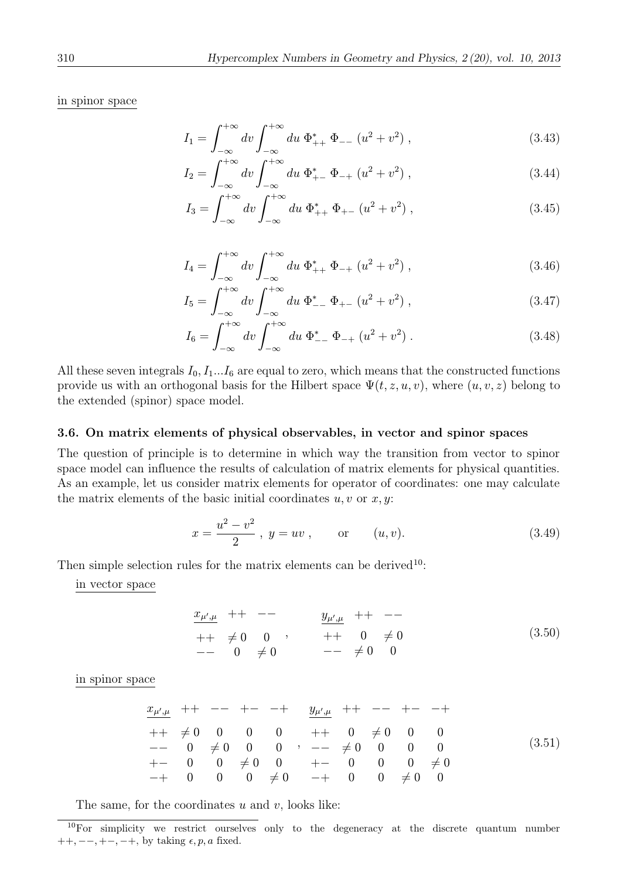<u>in spinor space</u>

$$I_1 = \int_{-\infty}^{+\infty} dv \int_{-\infty}^{+\infty} du \; \Phi^*_{++} \; \Phi_{--} \; (u^2+v^2) \, , \tag{3.43}$$

$$I_2 = \int_{-\infty}^{+\infty} dv \int_{-\infty}^{+\infty} du \; \Phi^*_{+-} \; \Phi_{-+} \; (u^2+v^2) \, , \tag{3.44}$$

$$I_3 = \int_{-\infty}^{+\infty} dv \int_{-\infty}^{+\infty} du \; \Phi^*_{++} \; \Phi_{+-} \; (u^2+v^2) \, , \tag{3.45}$$

$$I_4 = \int_{-\infty}^{+\infty} dv \int_{-\infty}^{+\infty} du \; \Phi^*_{++} \; \Phi_{-+} \; (u^2+v^2) \, , \tag{3.46}$$

$$I_5 = \int_{-\infty}^{+\infty} dv \int_{-\infty}^{+\infty} du \; \Phi^*_{--} \; \Phi_{+-} \; (u^2+v^2) \, , \tag{3.47}$$

$$I_6 = \int_{-\infty}^{+\infty} dv \int_{-\infty}^{+\infty} du \; \Phi^*_{--} \; \Phi_{-+} \; (u^2+v^2) \, . \tag{3.48}$$

All these seven integrals $I_0, I_1 ... I_6$ are equal to zero, which means that the constructed functions provide us with an orthogonal basis for the Hilbert space $\Psi(t,z,u,v)$, where $(u,v,z)$ belong to the extended (spinor) space model.

### 3.6. On matrix elements of physical observables, in vector and spinor spaces

The question of principle is to determine in which way the transition from vector to spinor space model can influence the results of calculation of matrix elements for physical quantities. As an example, let us consider matrix elements for operator of coordinates: one may calculate the matrix elements of the basic initial coordinates $u, v$ or $x, y$:

$$x = \frac{u^2 - v^2}{2} \; , \; y = uv \; , \qquad \text{or} \qquad (u,v). \tag{3.49}$$

Then simple selection rules for the matrix elements can be derived[10]:

<u>in vector space</u>

$$\begin{array}{c|cc} x_{\mu',\mu} & ++ & -- \\ \hline ++ & \neq 0 & 0 \\ -- & 0 & \neq 0 \end{array} \; , \qquad \begin{array}{c|cc} y_{\mu',\mu} & ++ & -- \\ \hline ++ & 0 & \neq 0 \\ -- & \neq 0 & 0 \end{array} \tag{3.50}$$

<u>in spinor space</u>

$$\begin{array}{c|cccc} x_{\mu',\mu} & ++ & -- & +- & -+ \\ \hline ++ & \neq 0 & 0 & 0 & 0 \\ -- & 0 & \neq 0 & 0 & 0 \\ +- & 0 & 0 & \neq 0 & 0 \\ -+ & 0 & 0 & 0 & \neq 0 \end{array} \; , \qquad \begin{array}{c|cccc} y_{\mu',\mu} & ++ & -- & +- & -+ \\ \hline ++ & 0 & \neq 0 & 0 & 0 \\ -- & \neq 0 & 0 & 0 & 0 \\ +- & 0 & 0 & 0 & \neq 0 \\ -+ & 0 & 0 & \neq 0 & 0 \end{array} \tag{3.51}$$

The same, for the coordinates $u$ and $v$, looks like:

---

[10] For simplicity we restrict ourselves only to the degeneracy at the discrete quantum number $++, --, +-, -+$, by taking $\epsilon, p, a$ fixed.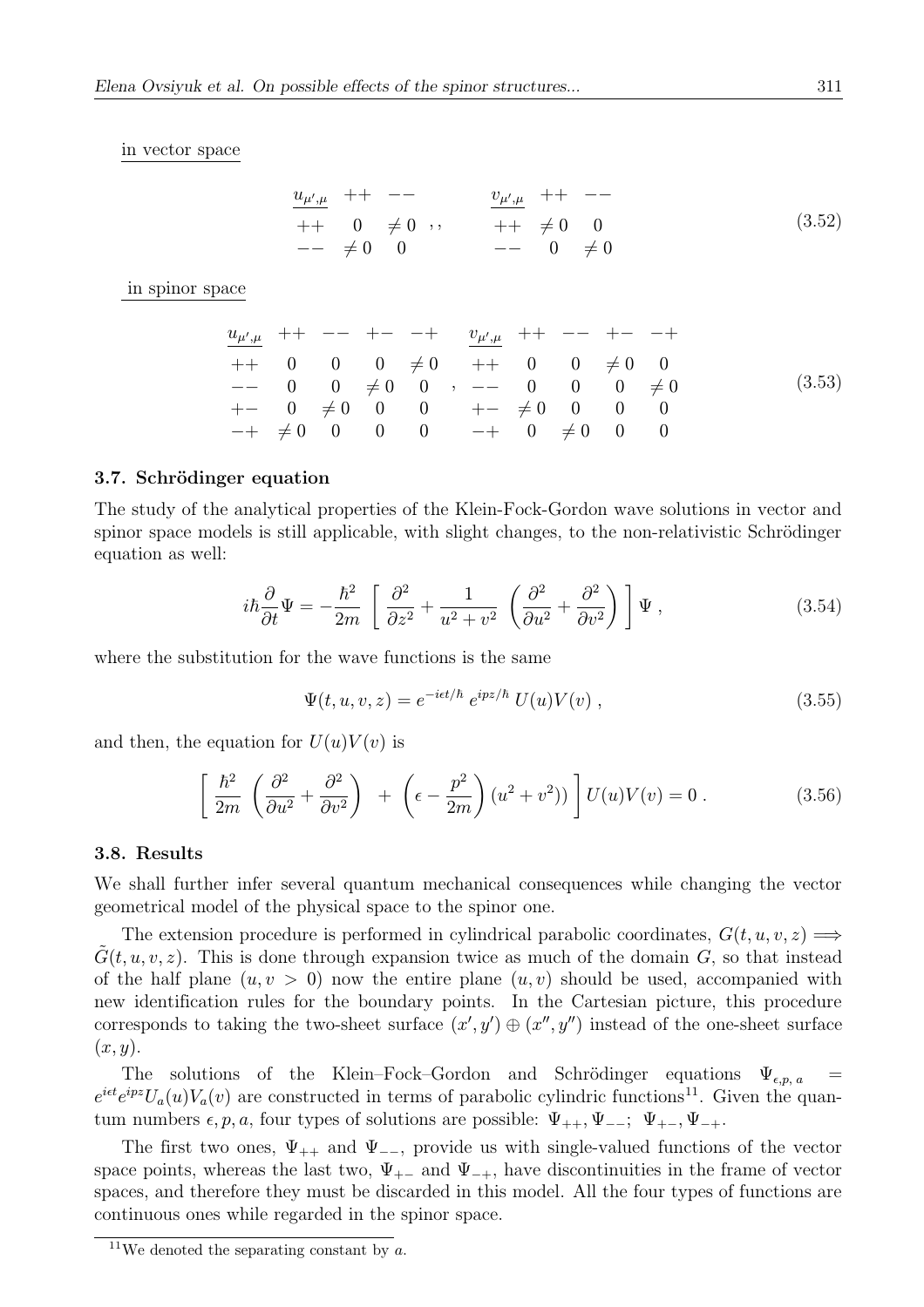in vector space

$$
\begin{array}{ccc}
\underline{u_{\mu',\mu}} & ++ & -- \\
++ & 0 & \neq 0 \\
-- & \neq 0 & 0
\end{array}
\;,\;, \qquad
\begin{array}{ccc}
\underline{v_{\mu',\mu}} & ++ & -- \\
++ & \neq 0 & 0 \\
-- & 0 & \neq 0
\end{array}
\tag{3.52}
$$

in spinor space

$$
\begin{array}{ccccc}
\underline{u_{\mu',\mu}} & ++ & -- & +- & -+ \\
++ & 0 & 0 & 0 & \neq 0 \\
-- & 0 & 0 & \neq 0 & 0 \\
+- & 0 & \neq 0 & 0 & 0 \\
-+ & \neq 0 & 0 & 0 & 0
\end{array}
\;,\;
\begin{array}{ccccc}
\underline{v_{\mu',\mu}} & ++ & -- & +- & -+ \\
++ & 0 & 0 & \neq 0 & 0 \\
-- & 0 & 0 & 0 & \neq 0 \\
+- & \neq 0 & 0 & 0 & 0 \\
-+ & 0 & \neq 0 & 0 & 0
\end{array}
\tag{3.53}
$$

### 3.7. Schrödinger equation

The study of the analytical properties of the Klein-Fock-Gordon wave solutions in vector and spinor space models is still applicable, with slight changes, to the non-relativistic Schrödinger equation as well:

$$
i\hbar \frac{\partial}{\partial t}\Psi = -\frac{\hbar^2}{2m} \left[ \frac{\partial^2}{\partial z^2} + \frac{1}{u^2+v^2} \left( \frac{\partial^2}{\partial u^2} + \frac{\partial^2}{\partial v^2} \right) \right] \Psi \,, \tag{3.54}
$$

where the substitution for the wave functions is the same

$$
\Psi(t,u,v,z) = e^{-i\epsilon t/\hbar}\, e^{ipz/\hbar}\, U(u)V(v) \,, \tag{3.55}
$$

and then, the equation for $U(u)V(v)$ is

$$
\left[ \frac{\hbar^2}{2m} \left( \frac{\partial^2}{\partial u^2} + \frac{\partial^2}{\partial v^2} \right) \; + \; \left( \epsilon - \frac{p^2}{2m} \right) (u^2+v^2)) \right] U(u)V(v) = 0 \,. \tag{3.56}
$$

### 3.8. Results

We shall further infer several quantum mechanical consequences while changing the vector geometrical model of the physical space to the spinor one.

The extension procedure is performed in cylindrical parabolic coordinates, $G(t,u,v,z) \Longrightarrow \tilde{G}(t,u,v,z)$. This is done through expansion twice as much of the domain $G$, so that instead of the half plane $(u, v > 0)$ now the entire plane $(u, v)$ should be used, accompanied with new identification rules for the boundary points. In the Cartesian picture, this procedure corresponds to taking the two-sheet surface $(x', y') \oplus (x'', y'')$ instead of the one-sheet surface $(x, y)$.

The solutions of the Klein–Fock–Gordon and Schrödinger equations $\Psi_{\epsilon,p,\,a} = e^{i\epsilon t}e^{ipz}U_a(u)V_a(v)$ are constructed in terms of parabolic cylindric functions[11]. Given the quantum numbers $\epsilon, p, a$, four types of solutions are possible: $\Psi_{++}, \Psi_{--};\; \Psi_{+-}, \Psi_{-+}$.

The first two ones, $\Psi_{++}$ and $\Psi_{--}$, provide us with single-valued functions of the vector space points, whereas the last two, $\Psi_{+-}$ and $\Psi_{-+}$, have discontinuities in the frame of vector spaces, and therefore they must be discarded in this model. All the four types of functions are continuous ones while regarded in the spinor space.

[11] We denoted the separating constant by $a$.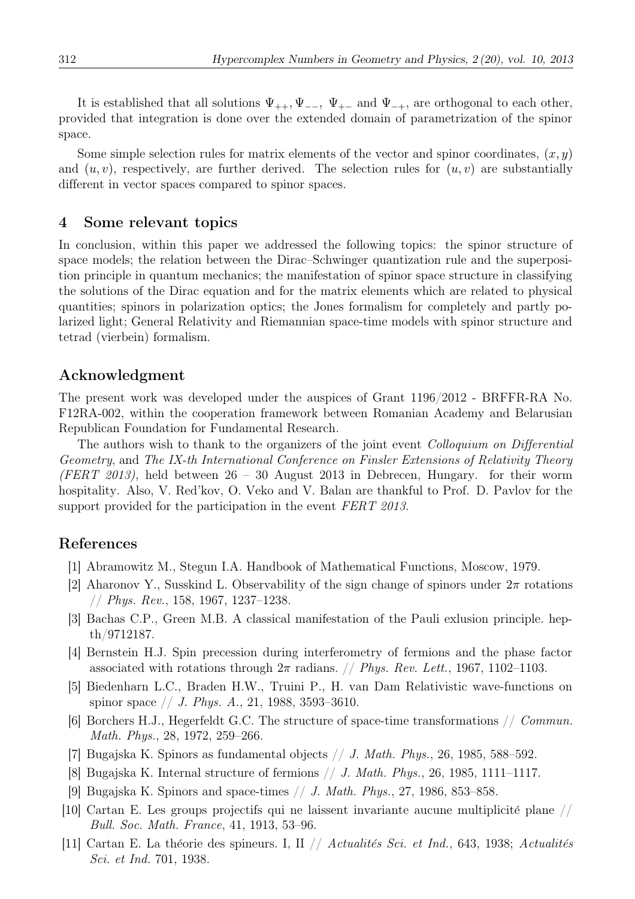It is established that all solutions $\Psi_{++}, \Psi_{--}$, $\Psi_{+-}$ and $\Psi_{-+}$, are orthogonal to each other, provided that integration is done over the extended domain of parametrization of the spinor space.

Some simple selection rules for matrix elements of the vector and spinor coordinates, $(x, y)$ and $(u, v)$, respectively, are further derived. The selection rules for $(u, v)$ are substantially different in vector spaces compared to spinor spaces.

## 4 Some relevant topics

In conclusion, within this paper we addressed the following topics: the spinor structure of space models; the relation between the Dirac–Schwinger quantization rule and the superposition principle in quantum mechanics; the manifestation of spinor space structure in classifying the solutions of the Dirac equation and for the matrix elements which are related to physical quantities; spinors in polarization optics; the Jones formalism for completely and partly polarized light; General Relativity and Riemannian space-time models with spinor structure and tetrad (vierbein) formalism.

## Acknowledgment

The present work was developed under the auspices of Grant 1196/2012 - BRFFR-RA No. F12RA-002, within the cooperation framework between Romanian Academy and Belarusian Republican Foundation for Fundamental Research.

The authors wish to thank to the organizers of the joint event *Colloquium on Differential Geometry*, and *The IX-th International Conference on Finsler Extensions of Relativity Theory (FERT 2013)*, held between 26 – 30 August 2013 in Debrecen, Hungary. for their worm hospitality. Also, V. Red'kov, O. Veko and V. Balan are thankful to Prof. D. Pavlov for the support provided for the participation in the event *FERT 2013*.

## References

[1] Abramowitz M., Stegun I.A. Handbook of Mathematical Functions, Moscow, 1979.

[2] Aharonov Y., Susskind L. Observability of the sign change of spinors under $2\pi$ rotations // *Phys. Rev.*, 158, 1967, 1237–1238.

[3] Bachas C.P., Green M.B. A classical manifestation of the Pauli exlusion principle. hep-th/9712187.

[4] Bernstein H.J. Spin precession during interferometry of fermions and the phase factor associated with rotations through $2\pi$ radians. // *Phys. Rev. Lett.*, 1967, 1102–1103.

[5] Biedenharn L.C., Braden H.W., Truini P., H. van Dam Relativistic wave-functions on spinor space // *J. Phys. A.*, 21, 1988, 3593–3610.

[6] Borchers H.J., Hegerfeldt G.C. The structure of space-time transformations // *Commun. Math. Phys.*, 28, 1972, 259–266.

[7] Bugajska K. Spinors as fundamental objects // *J. Math. Phys.*, 26, 1985, 588–592.

[8] Bugajska K. Internal structure of fermions // *J. Math. Phys.*, 26, 1985, 1111–1117.

[9] Bugajska K. Spinors and space-times // *J. Math. Phys.*, 27, 1986, 853–858.

[10] Cartan E. Les groups projectifs qui ne laissent invariante aucune multiplicité plane // *Bull. Soc. Math. France*, 41, 1913, 53–96.

[11] Cartan E. La théorie des spineurs. I, II // *Actualités Sci. et Ind.*, 643, 1938; *Actualités Sci. et Ind.* 701, 1938.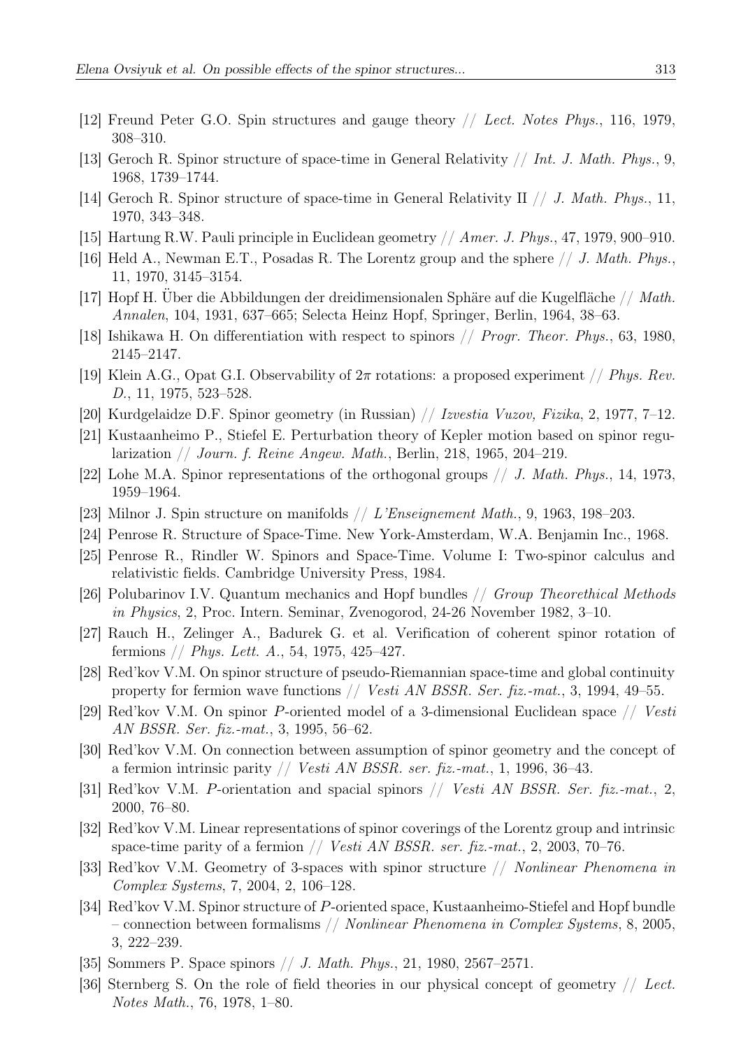[12] Freund Peter G.O. Spin structures and gauge theory // *Lect. Notes Phys.*, 116, 1979, 308–310.

[13] Geroch R. Spinor structure of space-time in General Relativity // *Int. J. Math. Phys.*, 9, 1968, 1739–1744.

[14] Geroch R. Spinor structure of space-time in General Relativity II // *J. Math. Phys.*, 11, 1970, 343–348.

[15] Hartung R.W. Pauli principle in Euclidean geometry // *Amer. J. Phys.*, 47, 1979, 900–910.

[16] Held A., Newman E.T., Posadas R. The Lorentz group and the sphere // *J. Math. Phys.*, 11, 1970, 3145–3154.

[17] Hopf H. Über die Abbildungen der dreidimensionalen Sphäre auf die Kugelfläche // *Math. Annalen*, 104, 1931, 637–665; Selecta Heinz Hopf, Springer, Berlin, 1964, 38–63.

[18] Ishikawa H. On differentiation with respect to spinors // *Progr. Theor. Phys.*, 63, 1980, 2145–2147.

[19] Klein A.G., Opat G.I. Observability of $2\pi$ rotations: a proposed experiment // *Phys. Rev. D.*, 11, 1975, 523–528.

[20] Kurdgelaidze D.F. Spinor geometry (in Russian) // *Izvestia Vuzov, Fizika*, 2, 1977, 7–12.

[21] Kustaanheimo P., Stiefel E. Perturbation theory of Kepler motion based on spinor regularization // *Journ. f. Reine Angew. Math.*, Berlin, 218, 1965, 204–219.

[22] Lohe M.A. Spinor representations of the orthogonal groups // *J. Math. Phys.*, 14, 1973, 1959–1964.

[23] Milnor J. Spin structure on manifolds // *L'Enseignement Math.*, 9, 1963, 198–203.

[24] Penrose R. Structure of Space-Time. New York-Amsterdam, W.A. Benjamin Inc., 1968.

[25] Penrose R., Rindler W. Spinors and Space-Time. Volume I: Two-spinor calculus and relativistic fields. Cambridge University Press, 1984.

[26] Polubarinov I.V. Quantum mechanics and Hopf bundles // *Group Theorethical Methods in Physics*, 2, Proc. Intern. Seminar, Zvenogorod, 24-26 November 1982, 3–10.

[27] Rauch H., Zelinger A., Badurek G. et al. Verification of coherent spinor rotation of fermions // *Phys. Lett. A.*, 54, 1975, 425–427.

[28] Red'kov V.M. On spinor structure of pseudo-Riemannian space-time and global continuity property for fermion wave functions // *Vesti AN BSSR. Ser. fiz.-mat.*, 3, 1994, 49–55.

[29] Red'kov V.M. On spinor $P$-oriented model of a 3-dimensional Euclidean space // *Vesti AN BSSR. Ser. fiz.-mat.*, 3, 1995, 56–62.

[30] Red'kov V.M. On connection between assumption of spinor geometry and the concept of a fermion intrinsic parity // *Vesti AN BSSR. ser. fiz.-mat.*, 1, 1996, 36–43.

[31] Red'kov V.M. $P$-orientation and spacial spinors // *Vesti AN BSSR. Ser. fiz.-mat.*, 2, 2000, 76–80.

[32] Red'kov V.M. Linear representations of spinor coverings of the Lorentz group and intrinsic space-time parity of a fermion // *Vesti AN BSSR. ser. fiz.-mat.*, 2, 2003, 70–76.

[33] Red'kov V.M. Geometry of 3-spaces with spinor structure // *Nonlinear Phenomena in Complex Systems*, 7, 2004, 2, 106–128.

[34] Red'kov V.M. Spinor structure of $P$-oriented space, Kustaanheimo-Stiefel and Hopf bundle – connection between formalisms // *Nonlinear Phenomena in Complex Systems*, 8, 2005, 3, 222–239.

[35] Sommers P. Space spinors // *J. Math. Phys.*, 21, 1980, 2567–2571.

[36] Sternberg S. On the role of field theories in our physical concept of geometry // *Lect. Notes Math.*, 76, 1978, 1–80.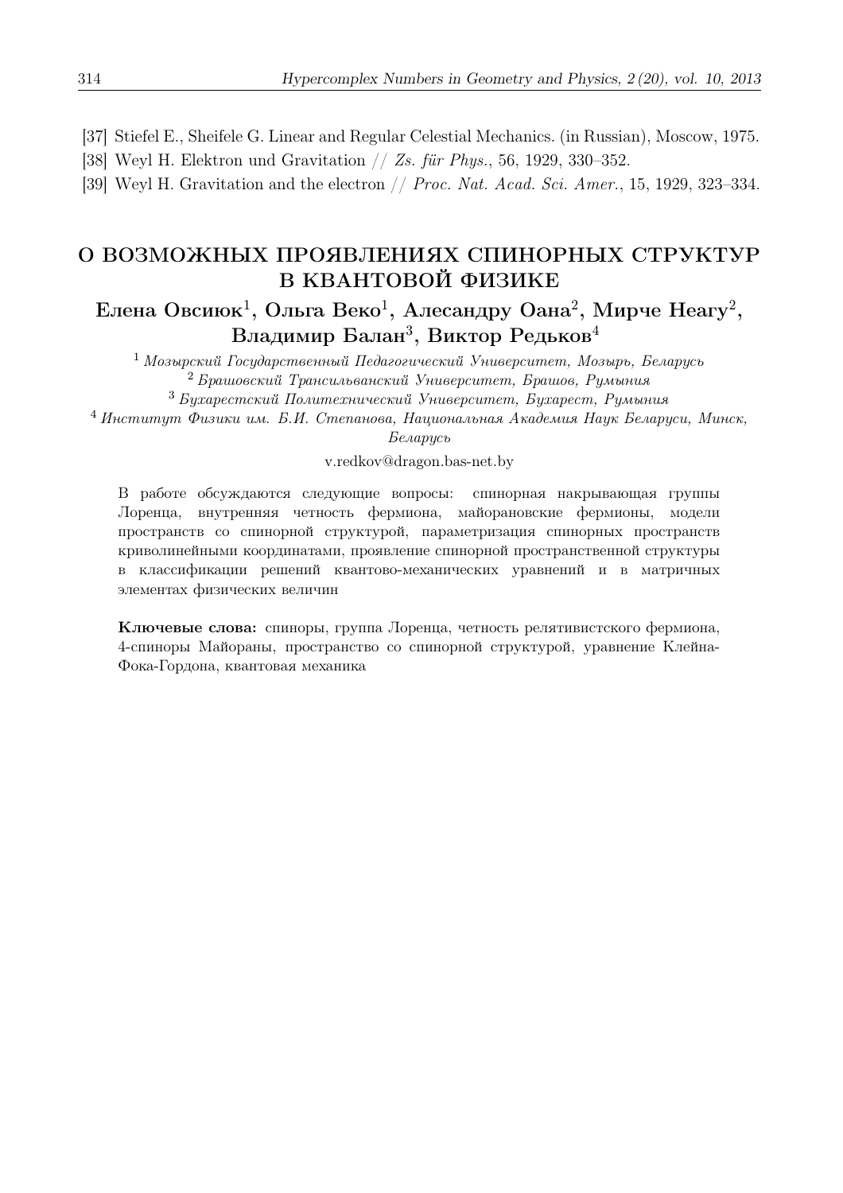[37] Stiefel E., Sheifele G. Linear and Regular Celestial Mechanics. (in Russian), Moscow, 1975.

[38] Weyl H. Elektron und Gravitation // *Zs. für Phys.*, 56, 1929, 330–352.

[39] Weyl H. Gravitation and the electron // *Proc. Nat. Acad. Sci. Amer.*, 15, 1929, 323–334.

# О ВОЗМОЖНЫХ ПРОЯВЛЕНИЯХ СПИНОРНЫХ СТРУКТУР В КВАНТОВОЙ ФИЗИКЕ

**Елена Овсиюк[1], Ольга Веко[1], Алесандру Оана[2], Мирче Неагу[2], Владимир Балан[3], Виктор Редьков[4]**

[1] *Мозырский Государственный Педагогический Университет, Мозырь, Беларусь*
[2] *Брашовский Трансильванский Университет, Брашов, Румыния*
[3] *Бухарестский Политехнический Университет, Бухарест, Румыния*
[4] *Институт Физики им. Б.И. Степанова, Национальная Академия Наук Беларуси, Минск, Беларусь*

v.redkov@dragon.bas-net.by

В работе обсуждаются следующие вопросы: спинорная накрывающая группы Лоренца, внутренняя четность фермиона, майорановские фермионы, модели пространств со спинорной структурой, параметризация спинорных пространств криволинейными координатами, проявление спинорной пространственной структуры в классификации решений квантово-механических уравнений и в матричных элементах физических величин

**Ключевые слова:** спиноры, группа Лоренца, четность релятивистского фермиона, 4-спиноры Майораны, пространство со спинорной структурой, уравнение Клейна-Фока-Гордона, квантовая механика